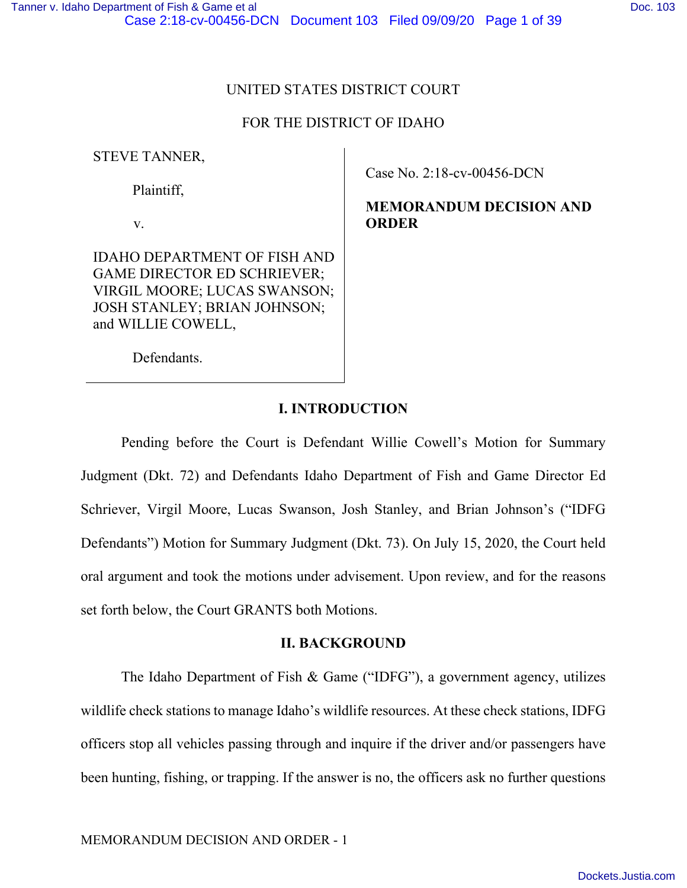UNITED STATES DISTRICT COURT

FOR THE DISTRICT OF IDAHO

STEVE TANNER,

Plaintiff,

v.

IDAHO DEPARTMENT OF FISH AND GAME DIRECTOR ED SCHRIEVER; VIRGIL MOORE; LUCAS SWANSON; JOSH STANLEY; BRIAN JOHNSON; and WILLIE COWELL,

Defendants.

Case No. 2:18-cv-00456-DCN

**MEMORANDUM DECISION AND ORDER**

## I. INTRODUCTION

Pending before the Court is Defendant Willie Cowell's Motion for Summary Judgment (Dkt. 72) and Defendants Idaho Department of Fish and Game Director Ed Schriever, Virgil Moore, Lucas Swanson, Josh Stanley, and Brian Johnson's ("IDFG Defendants") Motion for Summary Judgment (Dkt. 73). On July 15, 2020, the Court held oral argument and took the motions under advisement. Upon review, and for the reasons set forth below, the Court GRANTS both Motions.

## II. BACKGROUND

The Idaho Department of Fish & Game ("IDFG"), a government agency, utilizes wildlife check stations to manage Idaho's wildlife resources. At these check stations, IDFG officers stop all vehicles passing through and inquire if the driver and/or passengers have been hunting, fishing, or trapping. If the answer is no, the officers ask no further questions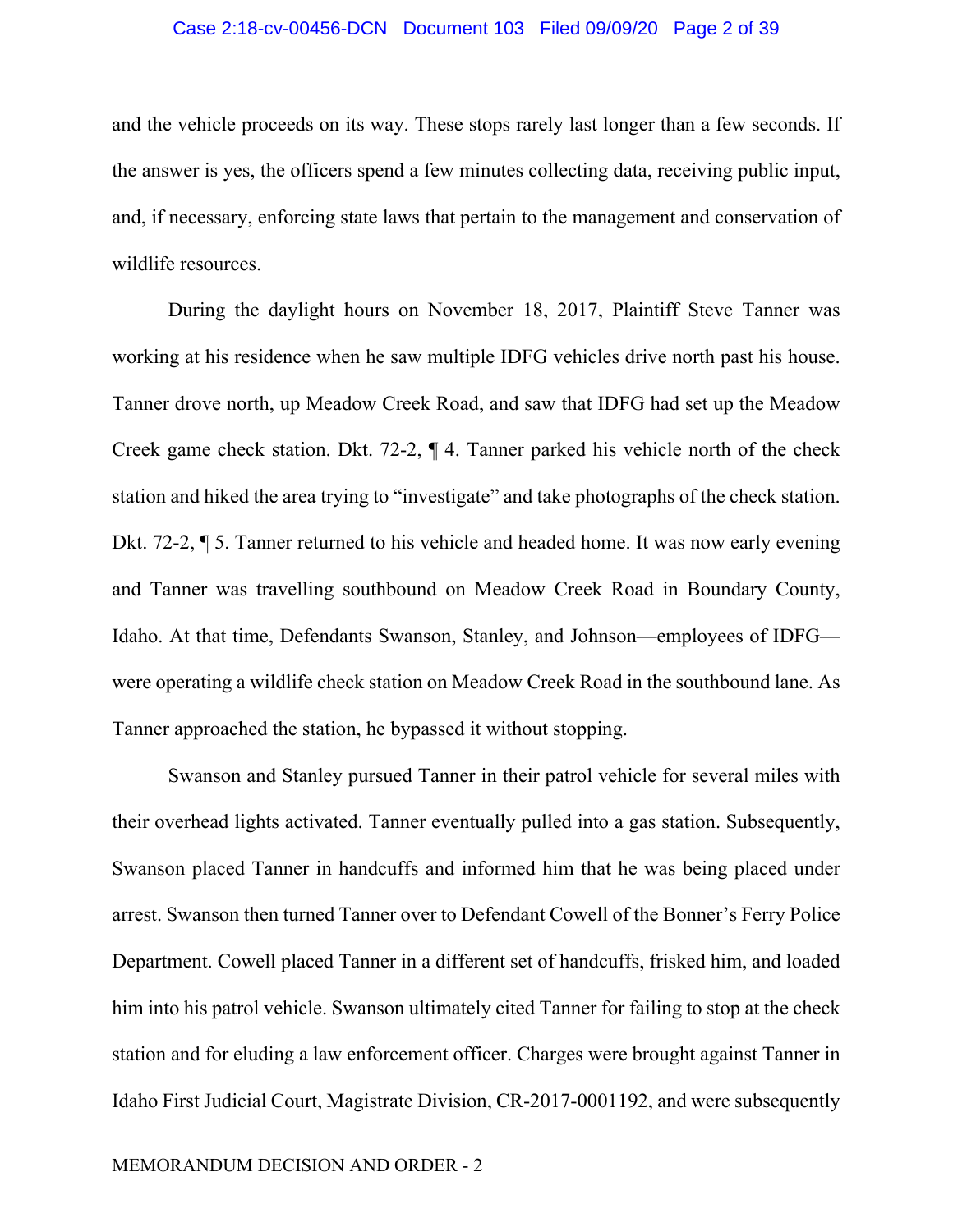and the vehicle proceeds on its way. These stops rarely last longer than a few seconds. If the answer is yes, the officers spend a few minutes collecting data, receiving public input, and, if necessary, enforcing state laws that pertain to the management and conservation of wildlife resources.

During the daylight hours on November 18, 2017, Plaintiff Steve Tanner was working at his residence when he saw multiple IDFG vehicles drive north past his house. Tanner drove north, up Meadow Creek Road, and saw that IDFG had set up the Meadow Creek game check station. Dkt. 72-2, ¶ 4. Tanner parked his vehicle north of the check station and hiked the area trying to "investigate" and take photographs of the check station. Dkt. 72-2, ¶ 5. Tanner returned to his vehicle and headed home. It was now early evening and Tanner was travelling southbound on Meadow Creek Road in Boundary County, Idaho. At that time, Defendants Swanson, Stanley, and Johnson—employees of IDFG—were operating a wildlife check station on Meadow Creek Road in the southbound lane. As Tanner approached the station, he bypassed it without stopping.

Swanson and Stanley pursued Tanner in their patrol vehicle for several miles with their overhead lights activated. Tanner eventually pulled into a gas station. Subsequently, Swanson placed Tanner in handcuffs and informed him that he was being placed under arrest. Swanson then turned Tanner over to Defendant Cowell of the Bonner's Ferry Police Department. Cowell placed Tanner in a different set of handcuffs, frisked him, and loaded him into his patrol vehicle. Swanson ultimately cited Tanner for failing to stop at the check station and for eluding a law enforcement officer. Charges were brought against Tanner in Idaho First Judicial Court, Magistrate Division, CR-2017-0001192, and were subsequently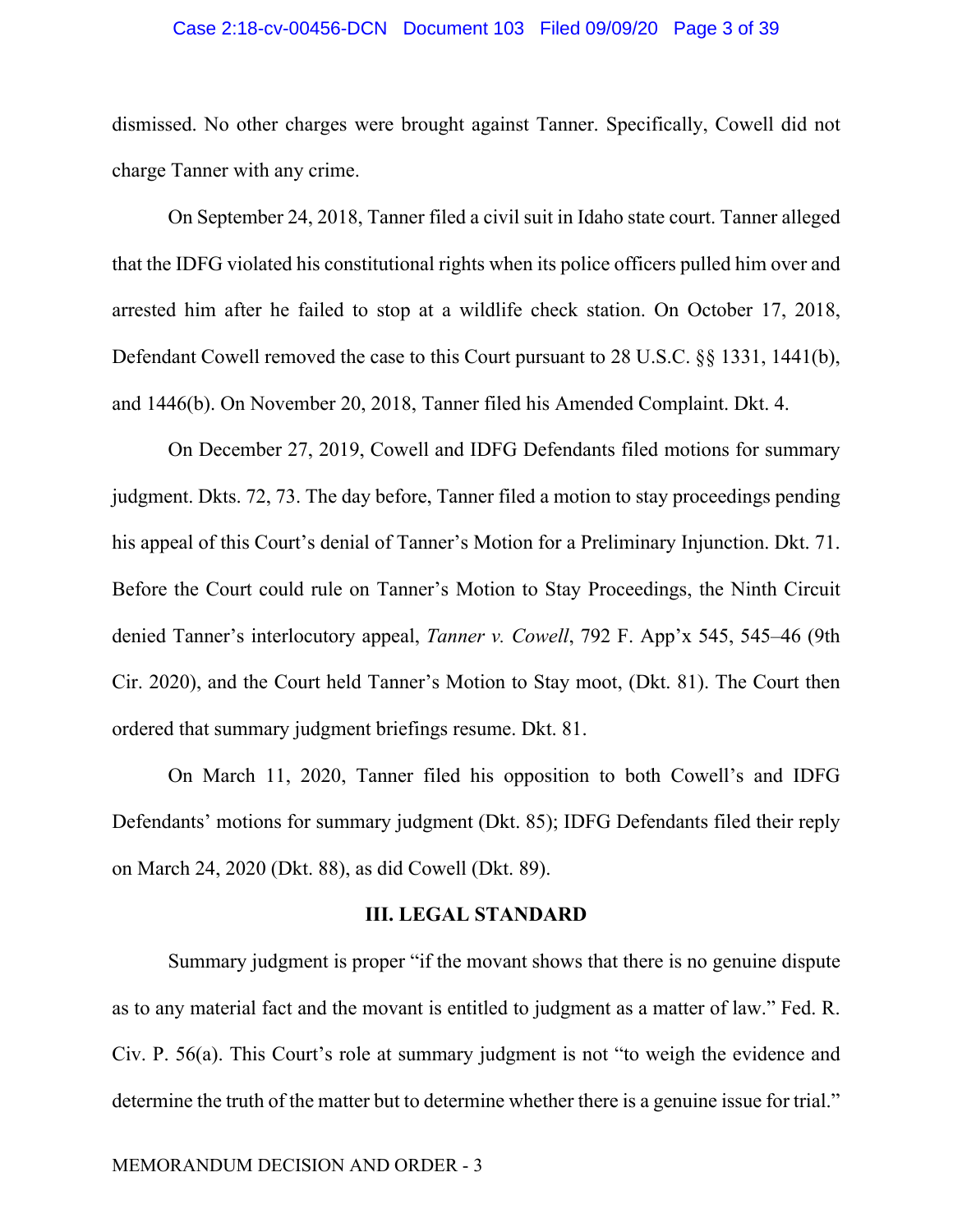dismissed. No other charges were brought against Tanner. Specifically, Cowell did not charge Tanner with any crime.

On September 24, 2018, Tanner filed a civil suit in Idaho state court. Tanner alleged that the IDFG violated his constitutional rights when its police officers pulled him over and arrested him after he failed to stop at a wildlife check station. On October 17, 2018, Defendant Cowell removed the case to this Court pursuant to 28 U.S.C. §§ 1331, 1441(b), and 1446(b). On November 20, 2018, Tanner filed his Amended Complaint. Dkt. 4.

On December 27, 2019, Cowell and IDFG Defendants filed motions for summary judgment. Dkts. 72, 73. The day before, Tanner filed a motion to stay proceedings pending his appeal of this Court's denial of Tanner's Motion for a Preliminary Injunction. Dkt. 71. Before the Court could rule on Tanner's Motion to Stay Proceedings, the Ninth Circuit denied Tanner's interlocutory appeal, *Tanner v. Cowell*, 792 F. App'x 545, 545–46 (9th Cir. 2020), and the Court held Tanner's Motion to Stay moot, (Dkt. 81). The Court then ordered that summary judgment briefings resume. Dkt. 81.

On March 11, 2020, Tanner filed his opposition to both Cowell's and IDFG Defendants' motions for summary judgment (Dkt. 85); IDFG Defendants filed their reply on March 24, 2020 (Dkt. 88), as did Cowell (Dkt. 89).

## III. LEGAL STANDARD

Summary judgment is proper "if the movant shows that there is no genuine dispute as to any material fact and the movant is entitled to judgment as a matter of law." Fed. R. Civ. P. 56(a). This Court's role at summary judgment is not "to weigh the evidence and determine the truth of the matter but to determine whether there is a genuine issue for trial."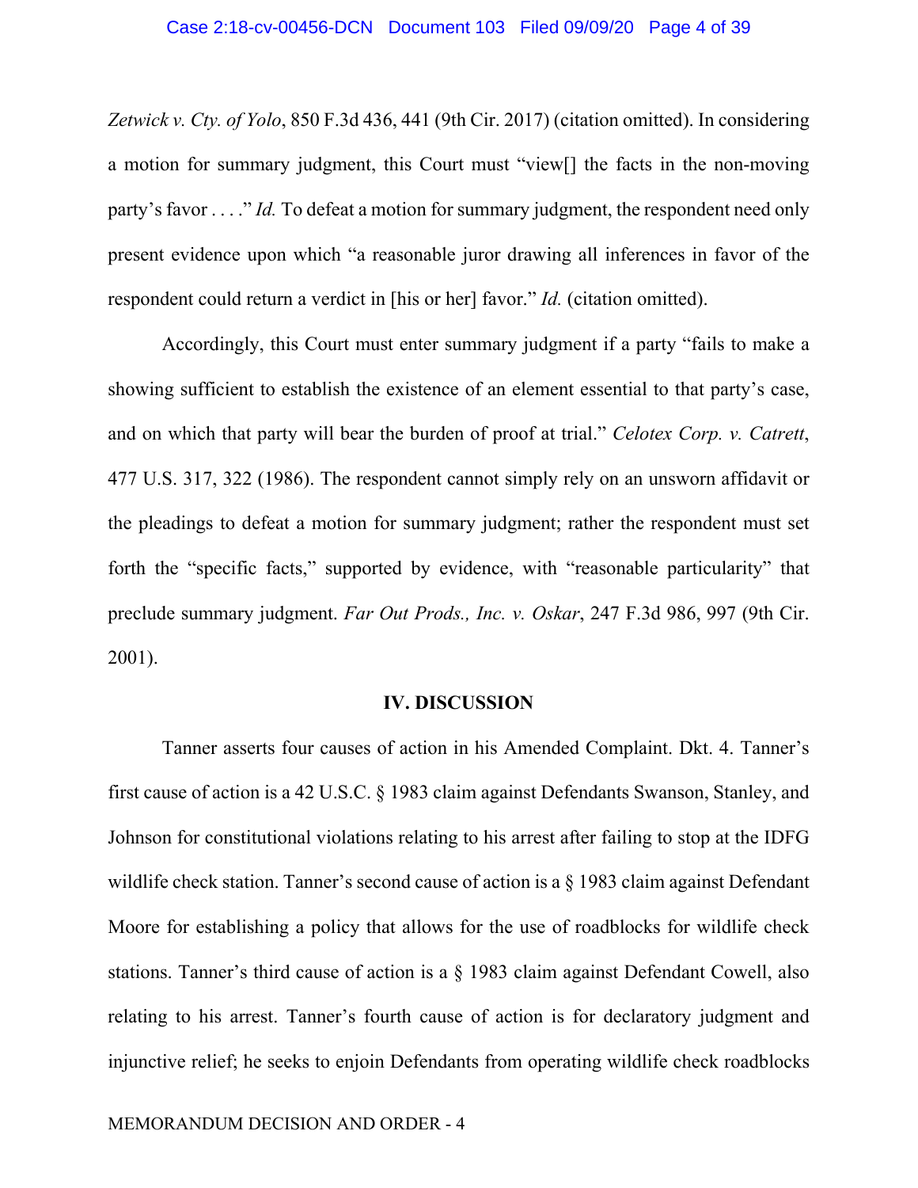*Zetwick v. Cty. of Yolo*, 850 F.3d 436, 441 (9th Cir. 2017) (citation omitted). In considering a motion for summary judgment, this Court must "view[] the facts in the non-moving party's favor . . . ." *Id.* To defeat a motion for summary judgment, the respondent need only present evidence upon which "a reasonable juror drawing all inferences in favor of the respondent could return a verdict in [his or her] favor." *Id.* (citation omitted).

Accordingly, this Court must enter summary judgment if a party "fails to make a showing sufficient to establish the existence of an element essential to that party's case, and on which that party will bear the burden of proof at trial." *Celotex Corp. v. Catrett*, 477 U.S. 317, 322 (1986). The respondent cannot simply rely on an unsworn affidavit or the pleadings to defeat a motion for summary judgment; rather the respondent must set forth the "specific facts," supported by evidence, with "reasonable particularity" that preclude summary judgment. *Far Out Prods., Inc. v. Oskar*, 247 F.3d 986, 997 (9th Cir. 2001).

## IV. DISCUSSION

Tanner asserts four causes of action in his Amended Complaint. Dkt. 4. Tanner's first cause of action is a 42 U.S.C. § 1983 claim against Defendants Swanson, Stanley, and Johnson for constitutional violations relating to his arrest after failing to stop at the IDFG wildlife check station. Tanner's second cause of action is a § 1983 claim against Defendant Moore for establishing a policy that allows for the use of roadblocks for wildlife check stations. Tanner's third cause of action is a § 1983 claim against Defendant Cowell, also relating to his arrest. Tanner's fourth cause of action is for declaratory judgment and injunctive relief; he seeks to enjoin Defendants from operating wildlife check roadblocks

MEMORANDUM DECISION AND ORDER - 4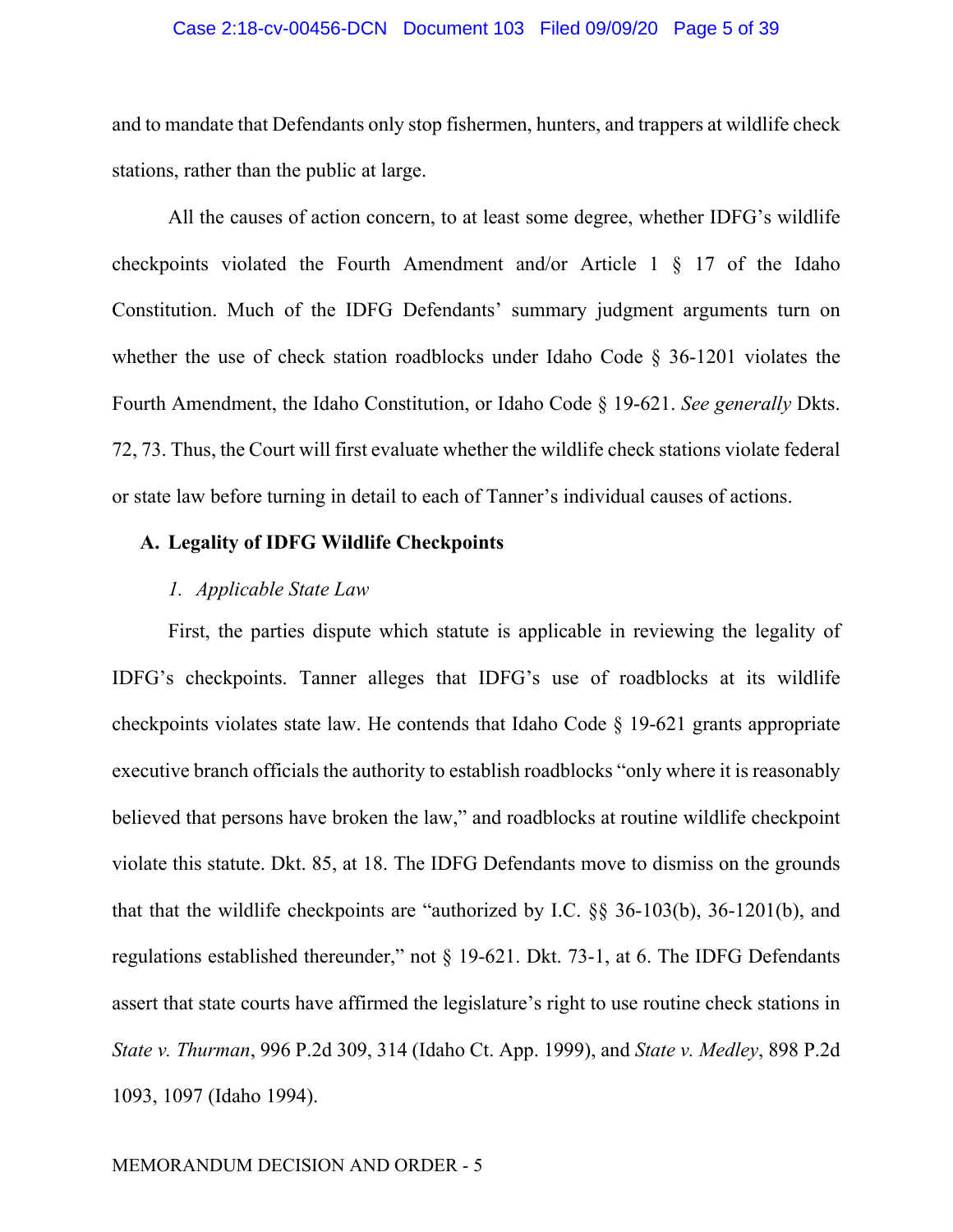and to mandate that Defendants only stop fishermen, hunters, and trappers at wildlife check stations, rather than the public at large.

All the causes of action concern, to at least some degree, whether IDFG's wildlife checkpoints violated the Fourth Amendment and/or Article 1 § 17 of the Idaho Constitution. Much of the IDFG Defendants' summary judgment arguments turn on whether the use of check station roadblocks under Idaho Code § 36-1201 violates the Fourth Amendment, the Idaho Constitution, or Idaho Code § 19-621. *See generally* Dkts. 72, 73. Thus, the Court will first evaluate whether the wildlife check stations violate federal or state law before turning in detail to each of Tanner's individual causes of actions.

### A. Legality of IDFG Wildlife Checkpoints

#### *1. Applicable State Law*

First, the parties dispute which statute is applicable in reviewing the legality of IDFG's checkpoints. Tanner alleges that IDFG's use of roadblocks at its wildlife checkpoints violates state law. He contends that Idaho Code § 19-621 grants appropriate executive branch officials the authority to establish roadblocks "only where it is reasonably believed that persons have broken the law," and roadblocks at routine wildlife checkpoint violate this statute. Dkt. 85, at 18. The IDFG Defendants move to dismiss on the grounds that that the wildlife checkpoints are "authorized by I.C. §§ 36-103(b), 36-1201(b), and regulations established thereunder," not § 19-621. Dkt. 73-1, at 6. The IDFG Defendants assert that state courts have affirmed the legislature's right to use routine check stations in *State v. Thurman*, 996 P.2d 309, 314 (Idaho Ct. App. 1999), and *State v. Medley*, 898 P.2d 1093, 1097 (Idaho 1994).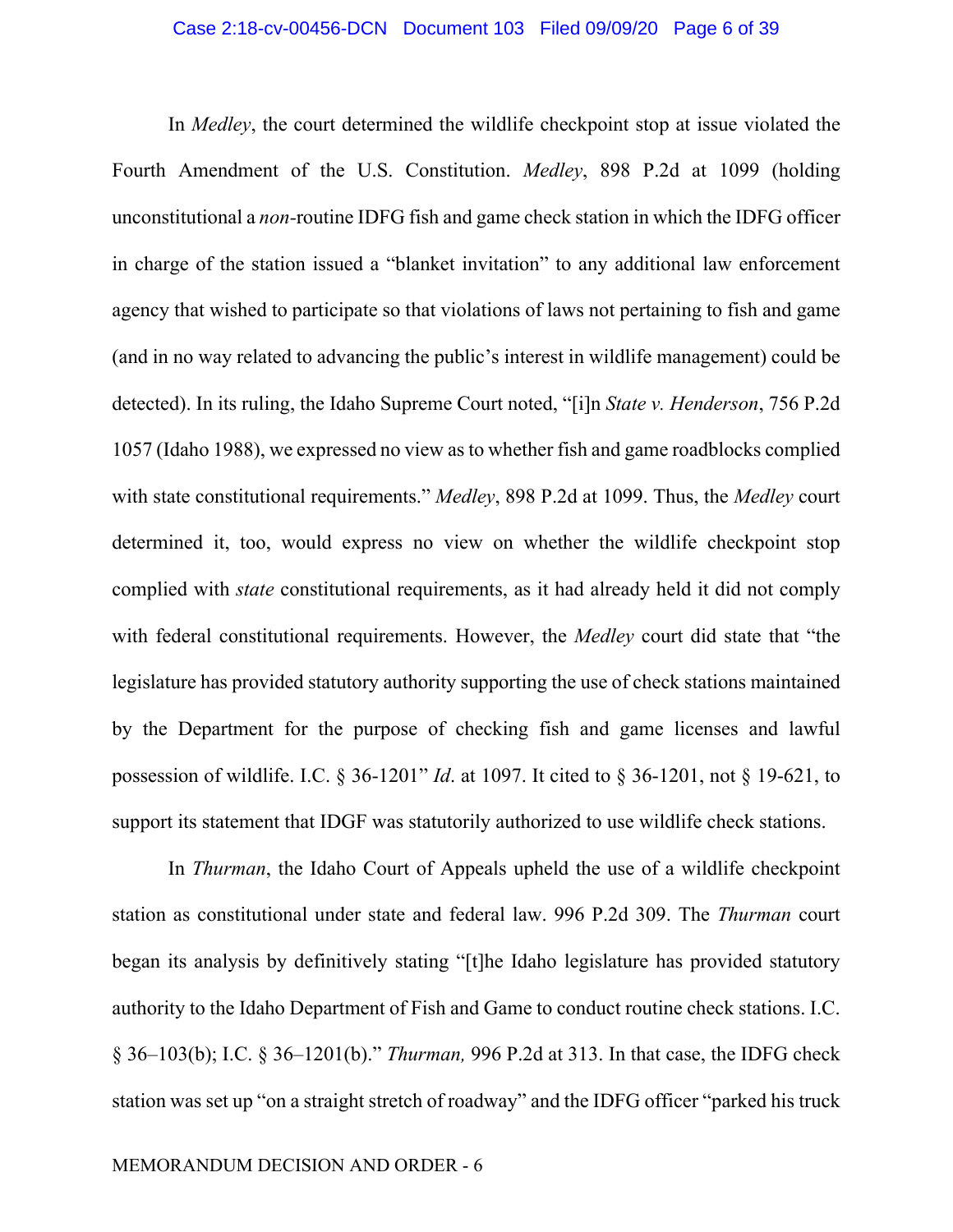In *Medley*, the court determined the wildlife checkpoint stop at issue violated the Fourth Amendment of the U.S. Constitution. *Medley*, 898 P.2d at 1099 (holding unconstitutional a *non*-routine IDFG fish and game check station in which the IDFG officer in charge of the station issued a "blanket invitation" to any additional law enforcement agency that wished to participate so that violations of laws not pertaining to fish and game (and in no way related to advancing the public's interest in wildlife management) could be detected). In its ruling, the Idaho Supreme Court noted, "[i]n *State v. Henderson*, 756 P.2d 1057 (Idaho 1988), we expressed no view as to whether fish and game roadblocks complied with state constitutional requirements." *Medley*, 898 P.2d at 1099. Thus, the *Medley* court determined it, too, would express no view on whether the wildlife checkpoint stop complied with *state* constitutional requirements, as it had already held it did not comply with federal constitutional requirements. However, the *Medley* court did state that "the legislature has provided statutory authority supporting the use of check stations maintained by the Department for the purpose of checking fish and game licenses and lawful possession of wildlife. I.C. § 36-1201" *Id*. at 1097. It cited to § 36-1201, not § 19-621, to support its statement that IDGF was statutorily authorized to use wildlife check stations.

In *Thurman*, the Idaho Court of Appeals upheld the use of a wildlife checkpoint station as constitutional under state and federal law. 996 P.2d 309. The *Thurman* court began its analysis by definitively stating "[t]he Idaho legislature has provided statutory authority to the Idaho Department of Fish and Game to conduct routine check stations. I.C. § 36–103(b); I.C. § 36–1201(b)." *Thurman,* 996 P.2d at 313. In that case, the IDFG check station was set up "on a straight stretch of roadway" and the IDFG officer "parked his truck

MEMORANDUM DECISION AND ORDER - 6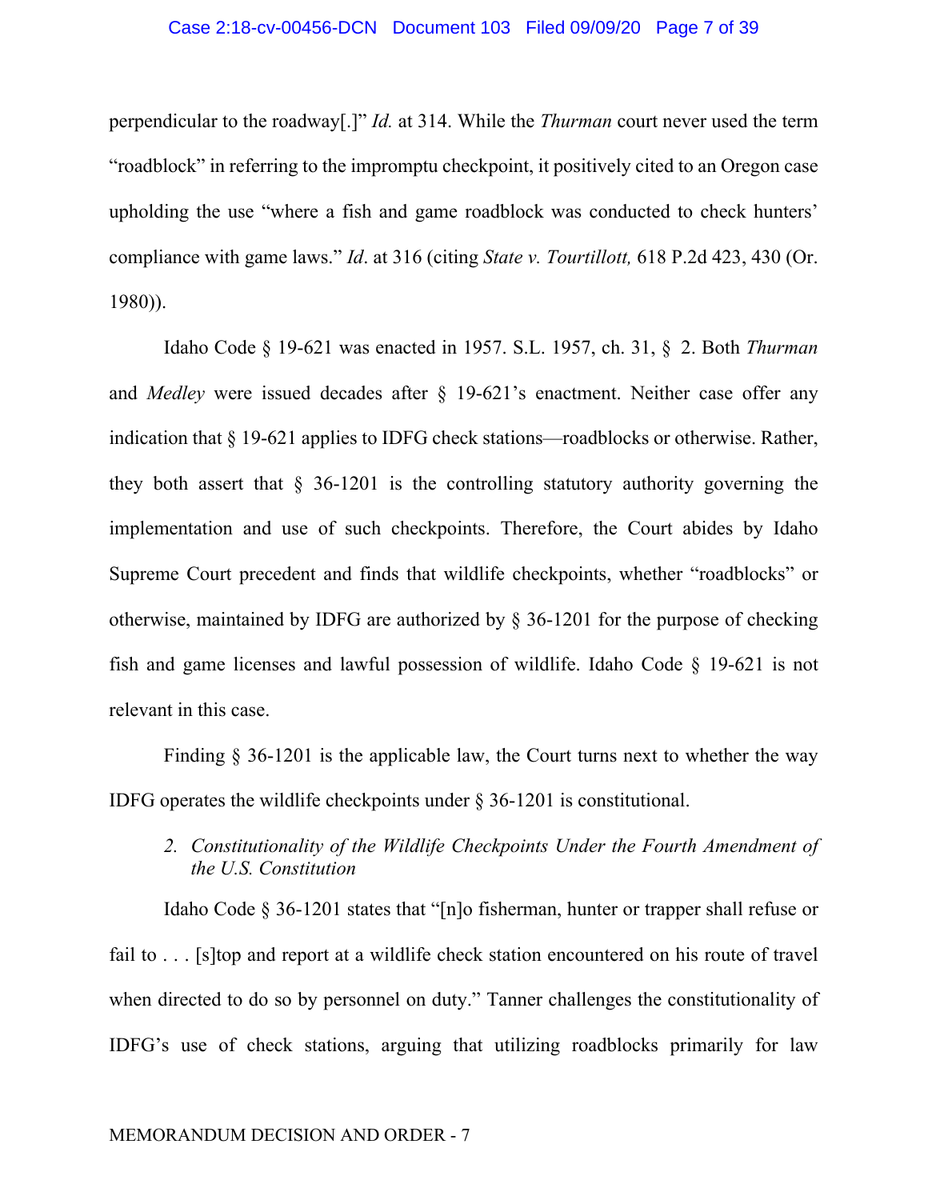perpendicular to the roadway[.]" *Id.* at 314. While the *Thurman* court never used the term "roadblock" in referring to the impromptu checkpoint, it positively cited to an Oregon case upholding the use "where a fish and game roadblock was conducted to check hunters' compliance with game laws." *Id*. at 316 (citing *State v. Tourtillott,* 618 P.2d 423, 430 (Or. 1980)).

Idaho Code § 19-621 was enacted in 1957. S.L. 1957, ch. 31, § 2. Both *Thurman* and *Medley* were issued decades after § 19-621's enactment. Neither case offer any indication that § 19-621 applies to IDFG check stations—roadblocks or otherwise. Rather, they both assert that § 36-1201 is the controlling statutory authority governing the implementation and use of such checkpoints. Therefore, the Court abides by Idaho Supreme Court precedent and finds that wildlife checkpoints, whether "roadblocks" or otherwise, maintained by IDFG are authorized by § 36-1201 for the purpose of checking fish and game licenses and lawful possession of wildlife. Idaho Code § 19-621 is not relevant in this case.

Finding § 36-1201 is the applicable law, the Court turns next to whether the way IDFG operates the wildlife checkpoints under § 36-1201 is constitutional.

*2. Constitutionality of the Wildlife Checkpoints Under the Fourth Amendment of the U.S. Constitution*

Idaho Code § 36-1201 states that "[n]o fisherman, hunter or trapper shall refuse or fail to . . . [s]top and report at a wildlife check station encountered on his route of travel when directed to do so by personnel on duty." Tanner challenges the constitutionality of IDFG's use of check stations, arguing that utilizing roadblocks primarily for law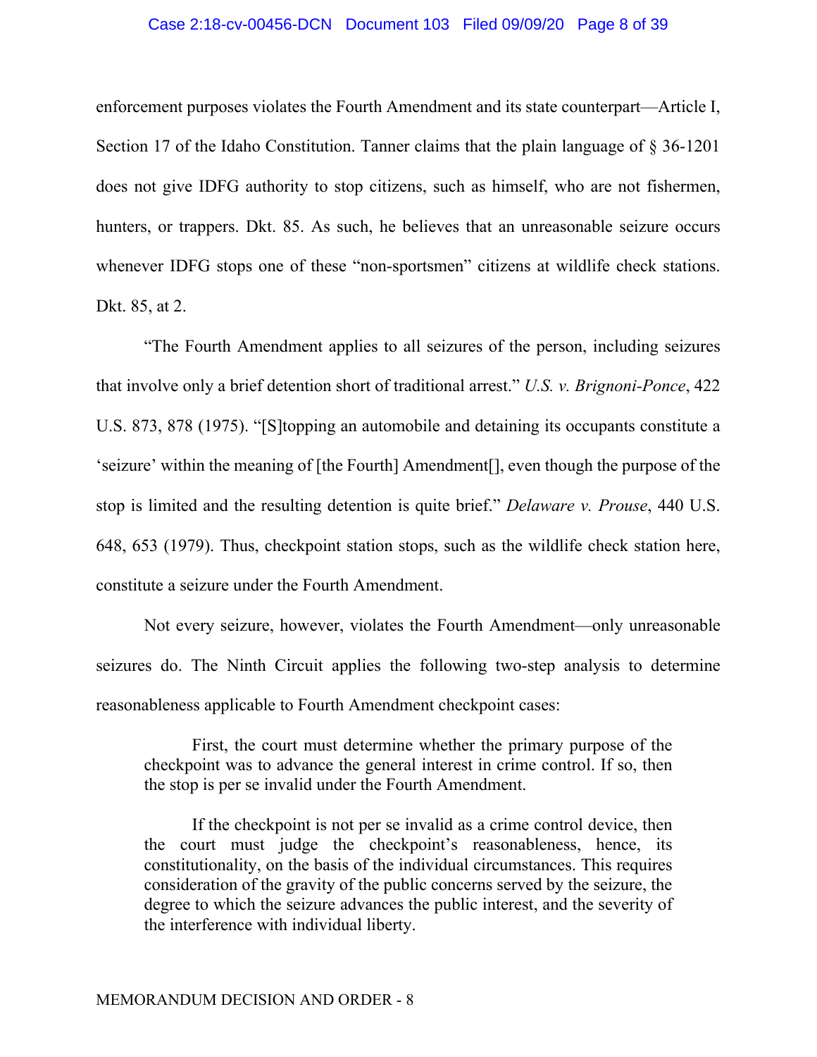enforcement purposes violates the Fourth Amendment and its state counterpart—Article I, Section 17 of the Idaho Constitution. Tanner claims that the plain language of § 36-1201 does not give IDFG authority to stop citizens, such as himself, who are not fishermen, hunters, or trappers. Dkt. 85. As such, he believes that an unreasonable seizure occurs whenever IDFG stops one of these "non-sportsmen" citizens at wildlife check stations. Dkt. 85, at 2.

"The Fourth Amendment applies to all seizures of the person, including seizures that involve only a brief detention short of traditional arrest." *U.S. v. Brignoni-Ponce*, 422 U.S. 873, 878 (1975). "[S]topping an automobile and detaining its occupants constitute a 'seizure' within the meaning of [the Fourth] Amendment[], even though the purpose of the stop is limited and the resulting detention is quite brief." *Delaware v. Prouse*, 440 U.S. 648, 653 (1979). Thus, checkpoint station stops, such as the wildlife check station here, constitute a seizure under the Fourth Amendment.

Not every seizure, however, violates the Fourth Amendment—only unreasonable seizures do. The Ninth Circuit applies the following two-step analysis to determine reasonableness applicable to Fourth Amendment checkpoint cases:

> First, the court must determine whether the primary purpose of the checkpoint was to advance the general interest in crime control. If so, then the stop is per se invalid under the Fourth Amendment.
>
> If the checkpoint is not per se invalid as a crime control device, then the court must judge the checkpoint's reasonableness, hence, its constitutionality, on the basis of the individual circumstances. This requires consideration of the gravity of the public concerns served by the seizure, the degree to which the seizure advances the public interest, and the severity of the interference with individual liberty.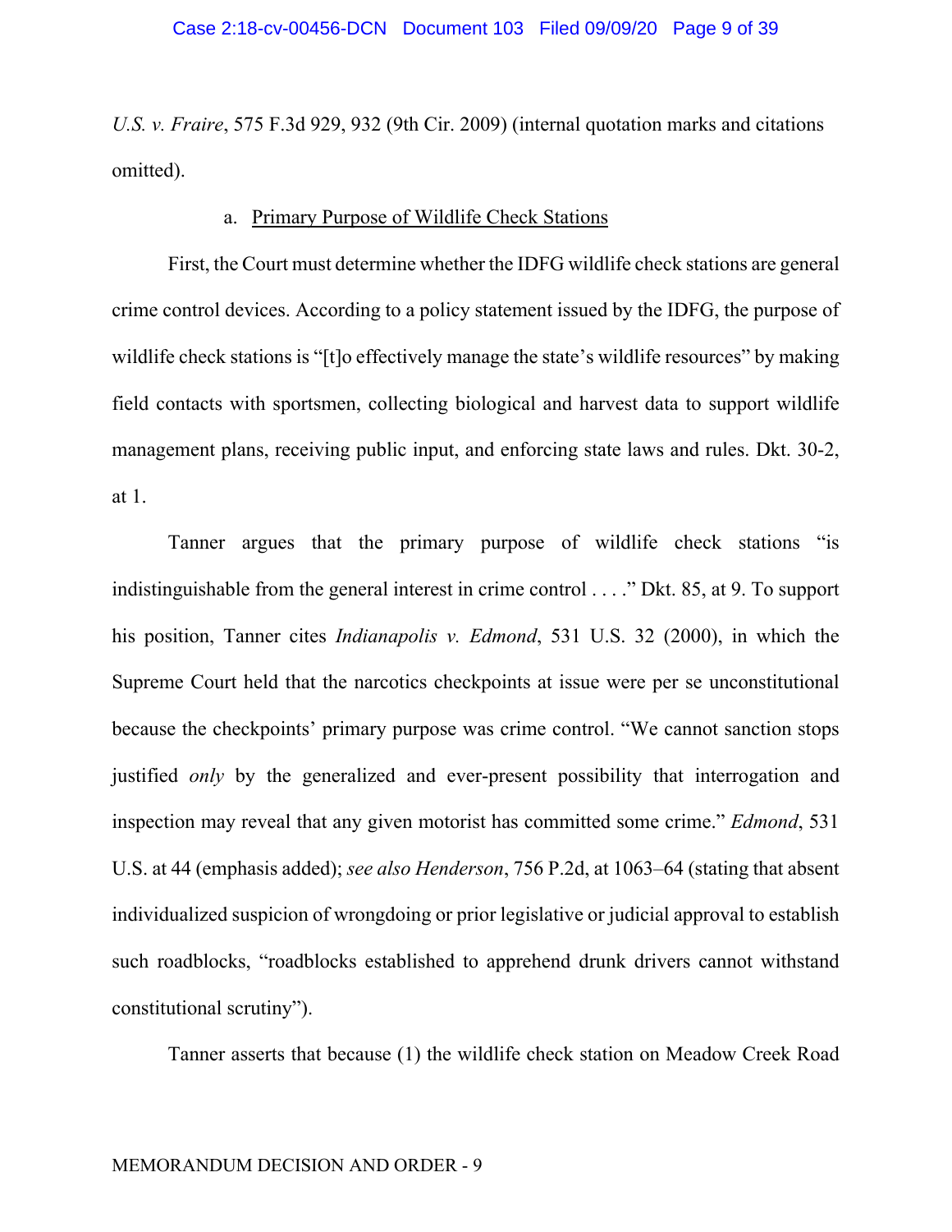*U.S. v. Fraire*, 575 F.3d 929, 932 (9th Cir. 2009) (internal quotation marks and citations omitted).

a. Primary Purpose of Wildlife Check Stations

First, the Court must determine whether the IDFG wildlife check stations are general crime control devices. According to a policy statement issued by the IDFG, the purpose of wildlife check stations is "[t]o effectively manage the state's wildlife resources" by making field contacts with sportsmen, collecting biological and harvest data to support wildlife management plans, receiving public input, and enforcing state laws and rules. Dkt. 30-2, at 1.

Tanner argues that the primary purpose of wildlife check stations "is indistinguishable from the general interest in crime control . . . ." Dkt. 85, at 9. To support his position, Tanner cites *Indianapolis v. Edmond*, 531 U.S. 32 (2000), in which the Supreme Court held that the narcotics checkpoints at issue were per se unconstitutional because the checkpoints' primary purpose was crime control. "We cannot sanction stops justified *only* by the generalized and ever-present possibility that interrogation and inspection may reveal that any given motorist has committed some crime." *Edmond*, 531 U.S. at 44 (emphasis added); *see also Henderson*, 756 P.2d, at 1063–64 (stating that absent individualized suspicion of wrongdoing or prior legislative or judicial approval to establish such roadblocks, "roadblocks established to apprehend drunk drivers cannot withstand constitutional scrutiny").

Tanner asserts that because (1) the wildlife check station on Meadow Creek Road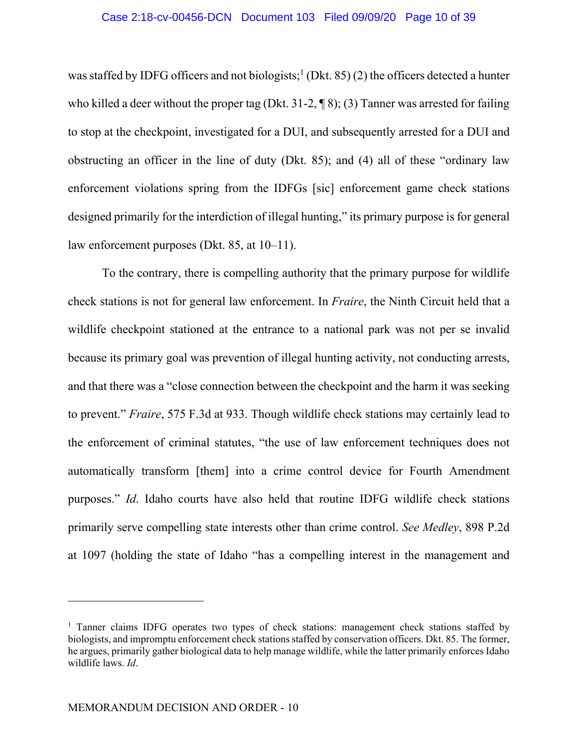was staffed by IDFG officers and not biologists;[1] (Dkt. 85) (2) the officers detected a hunter who killed a deer without the proper tag (Dkt. 31-2, ¶ 8); (3) Tanner was arrested for failing to stop at the checkpoint, investigated for a DUI, and subsequently arrested for a DUI and obstructing an officer in the line of duty (Dkt. 85); and (4) all of these "ordinary law enforcement violations spring from the IDFGs [sic] enforcement game check stations designed primarily for the interdiction of illegal hunting," its primary purpose is for general law enforcement purposes (Dkt. 85, at 10–11).

To the contrary, there is compelling authority that the primary purpose for wildlife check stations is not for general law enforcement. In *Fraire*, the Ninth Circuit held that a wildlife checkpoint stationed at the entrance to a national park was not per se invalid because its primary goal was prevention of illegal hunting activity, not conducting arrests, and that there was a "close connection between the checkpoint and the harm it was seeking to prevent." *Fraire*, 575 F.3d at 933. Though wildlife check stations may certainly lead to the enforcement of criminal statutes, "the use of law enforcement techniques does not automatically transform [them] into a crime control device for Fourth Amendment purposes." *Id*. Idaho courts have also held that routine IDFG wildlife check stations primarily serve compelling state interests other than crime control. *See Medley*, 898 P.2d at 1097 (holding the state of Idaho "has a compelling interest in the management and

[1] Tanner claims IDFG operates two types of check stations: management check stations staffed by biologists, and impromptu enforcement check stations staffed by conservation officers. Dkt. 85. The former, he argues, primarily gather biological data to help manage wildlife, while the latter primarily enforces Idaho wildlife laws. *Id*.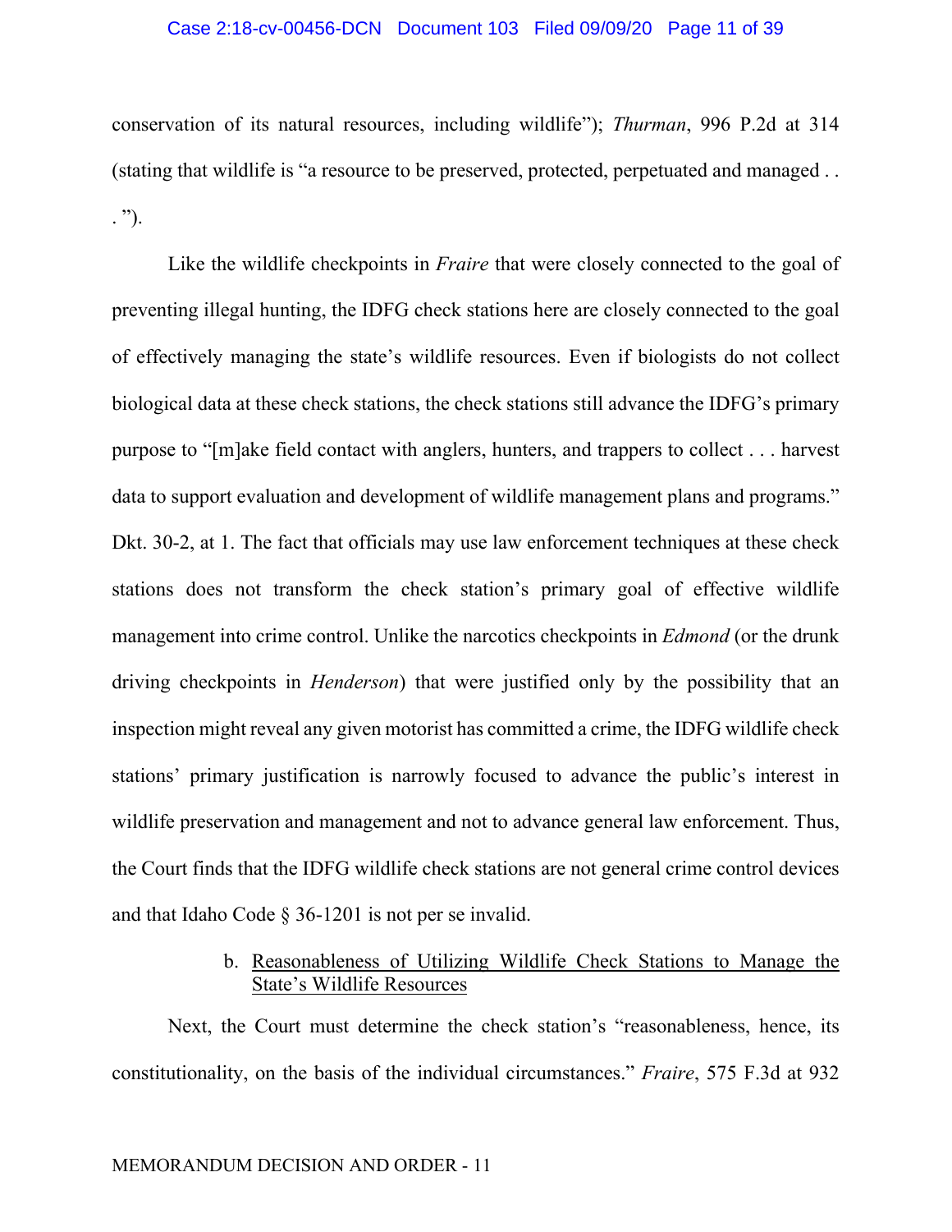conservation of its natural resources, including wildlife"); *Thurman*, 996 P.2d at 314 (stating that wildlife is "a resource to be preserved, protected, perpetuated and managed . . . ").

Like the wildlife checkpoints in *Fraire* that were closely connected to the goal of preventing illegal hunting, the IDFG check stations here are closely connected to the goal of effectively managing the state's wildlife resources. Even if biologists do not collect biological data at these check stations, the check stations still advance the IDFG's primary purpose to "[m]ake field contact with anglers, hunters, and trappers to collect . . . harvest data to support evaluation and development of wildlife management plans and programs." Dkt. 30-2, at 1. The fact that officials may use law enforcement techniques at these check stations does not transform the check station's primary goal of effective wildlife management into crime control. Unlike the narcotics checkpoints in *Edmond* (or the drunk driving checkpoints in *Henderson*) that were justified only by the possibility that an inspection might reveal any given motorist has committed a crime, the IDFG wildlife check stations' primary justification is narrowly focused to advance the public's interest in wildlife preservation and management and not to advance general law enforcement. Thus, the Court finds that the IDFG wildlife check stations are not general crime control devices and that Idaho Code § 36-1201 is not per se invalid.

b. Reasonableness of Utilizing Wildlife Check Stations to Manage the State's Wildlife Resources

Next, the Court must determine the check station's "reasonableness, hence, its constitutionality, on the basis of the individual circumstances." *Fraire*, 575 F.3d at 932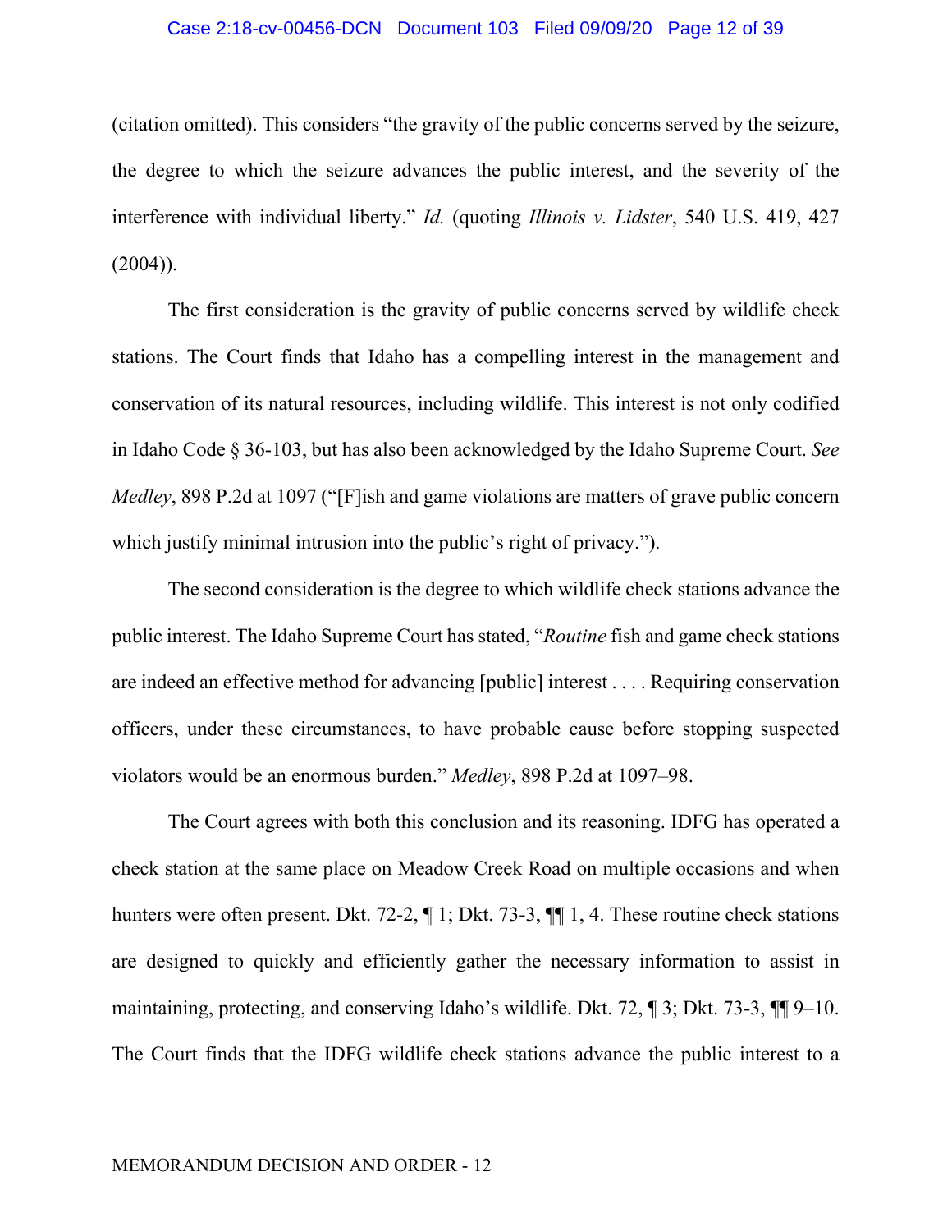(citation omitted). This considers "the gravity of the public concerns served by the seizure, the degree to which the seizure advances the public interest, and the severity of the interference with individual liberty." *Id.* (quoting *Illinois v. Lidster*, 540 U.S. 419, 427 (2004)).

The first consideration is the gravity of public concerns served by wildlife check stations. The Court finds that Idaho has a compelling interest in the management and conservation of its natural resources, including wildlife. This interest is not only codified in Idaho Code § 36-103, but has also been acknowledged by the Idaho Supreme Court. *See Medley*, 898 P.2d at 1097 ("[F]ish and game violations are matters of grave public concern which justify minimal intrusion into the public's right of privacy.").

The second consideration is the degree to which wildlife check stations advance the public interest. The Idaho Supreme Court has stated, "*Routine* fish and game check stations are indeed an effective method for advancing [public] interest . . . . Requiring conservation officers, under these circumstances, to have probable cause before stopping suspected violators would be an enormous burden." *Medley*, 898 P.2d at 1097–98.

The Court agrees with both this conclusion and its reasoning. IDFG has operated a check station at the same place on Meadow Creek Road on multiple occasions and when hunters were often present. Dkt. 72-2, ¶ 1; Dkt. 73-3, ¶¶ 1, 4. These routine check stations are designed to quickly and efficiently gather the necessary information to assist in maintaining, protecting, and conserving Idaho's wildlife. Dkt. 72, ¶ 3; Dkt. 73-3, ¶¶ 9–10. The Court finds that the IDFG wildlife check stations advance the public interest to a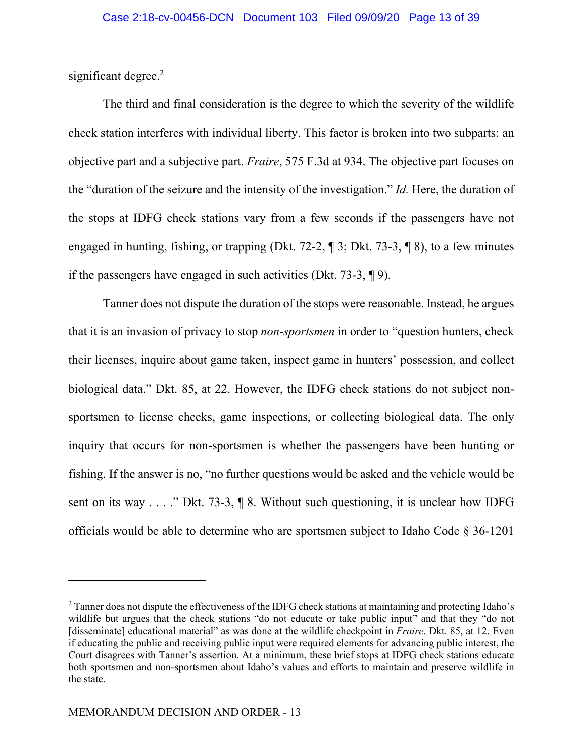significant degree.[2]

The third and final consideration is the degree to which the severity of the wildlife check station interferes with individual liberty. This factor is broken into two subparts: an objective part and a subjective part. *Fraire*, 575 F.3d at 934. The objective part focuses on the "duration of the seizure and the intensity of the investigation." *Id.* Here, the duration of the stops at IDFG check stations vary from a few seconds if the passengers have not engaged in hunting, fishing, or trapping (Dkt. 72-2, ¶ 3; Dkt. 73-3, ¶ 8), to a few minutes if the passengers have engaged in such activities (Dkt. 73-3, ¶ 9).

Tanner does not dispute the duration of the stops were reasonable. Instead, he argues that it is an invasion of privacy to stop *non-sportsmen* in order to "question hunters, check their licenses, inquire about game taken, inspect game in hunters' possession, and collect biological data." Dkt. 85, at 22. However, the IDFG check stations do not subject non-sportsmen to license checks, game inspections, or collecting biological data. The only inquiry that occurs for non-sportsmen is whether the passengers have been hunting or fishing. If the answer is no, "no further questions would be asked and the vehicle would be sent on its way . . . ." Dkt. 73-3, ¶ 8. Without such questioning, it is unclear how IDFG officials would be able to determine who are sportsmen subject to Idaho Code § 36-1201

---

[2] Tanner does not dispute the effectiveness of the IDFG check stations at maintaining and protecting Idaho's wildlife but argues that the check stations "do not educate or take public input" and that they "do not [disseminate] educational material" as was done at the wildlife checkpoint in *Fraire*. Dkt. 85, at 12. Even if educating the public and receiving public input were required elements for advancing public interest, the Court disagrees with Tanner's assertion. At a minimum, these brief stops at IDFG check stations educate both sportsmen and non-sportsmen about Idaho's values and efforts to maintain and preserve wildlife in the state.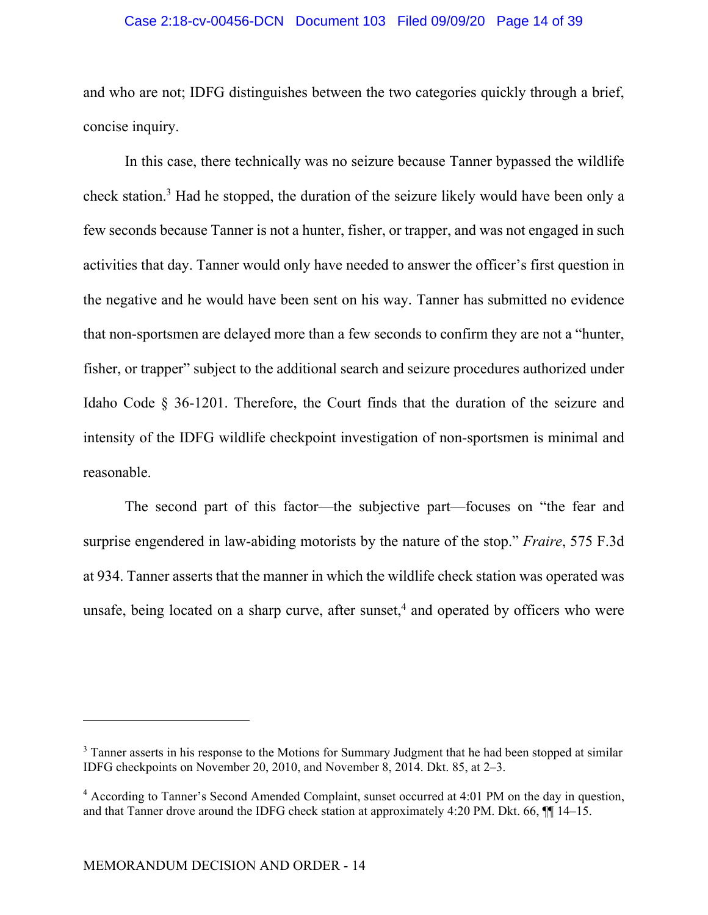and who are not; IDFG distinguishes between the two categories quickly through a brief, concise inquiry.

In this case, there technically was no seizure because Tanner bypassed the wildlife check station.[3] Had he stopped, the duration of the seizure likely would have been only a few seconds because Tanner is not a hunter, fisher, or trapper, and was not engaged in such activities that day. Tanner would only have needed to answer the officer's first question in the negative and he would have been sent on his way. Tanner has submitted no evidence that non-sportsmen are delayed more than a few seconds to confirm they are not a "hunter, fisher, or trapper" subject to the additional search and seizure procedures authorized under Idaho Code § 36-1201. Therefore, the Court finds that the duration of the seizure and intensity of the IDFG wildlife checkpoint investigation of non-sportsmen is minimal and reasonable.

The second part of this factor—the subjective part—focuses on "the fear and surprise engendered in law-abiding motorists by the nature of the stop." *Fraire*, 575 F.3d at 934. Tanner asserts that the manner in which the wildlife check station was operated was unsafe, being located on a sharp curve, after sunset,[4] and operated by officers who were

---

[3] Tanner asserts in his response to the Motions for Summary Judgment that he had been stopped at similar IDFG checkpoints on November 20, 2010, and November 8, 2014. Dkt. 85, at 2–3.

[4] According to Tanner's Second Amended Complaint, sunset occurred at 4:01 PM on the day in question, and that Tanner drove around the IDFG check station at approximately 4:20 PM. Dkt. 66, ¶¶ 14–15.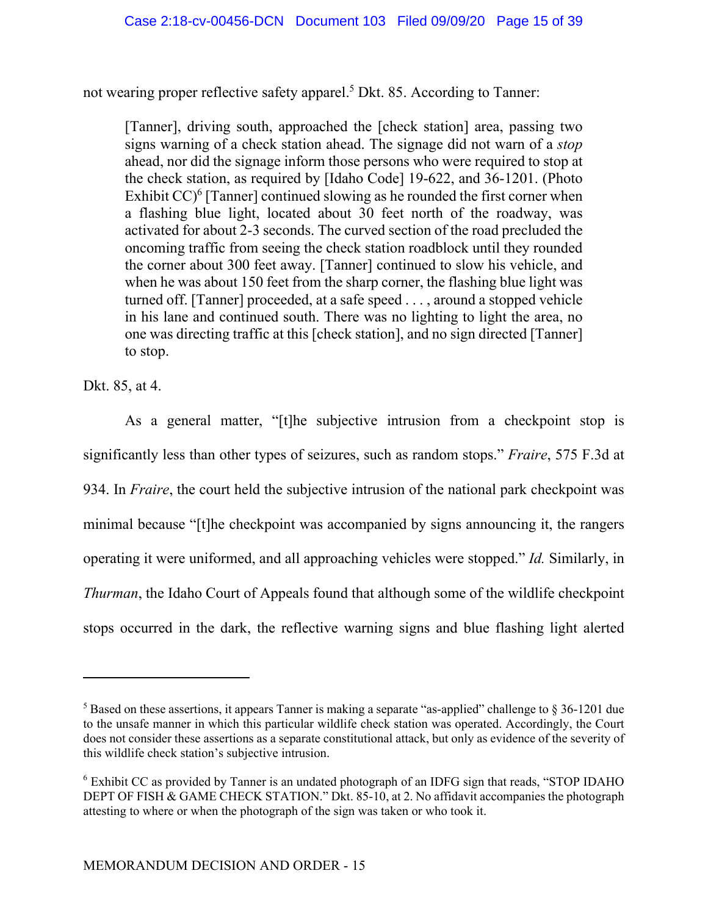not wearing proper reflective safety apparel.[5] Dkt. 85. According to Tanner:

> [Tanner], driving south, approached the [check station] area, passing two signs warning of a check station ahead. The signage did not warn of a *stop* ahead, nor did the signage inform those persons who were required to stop at the check station, as required by [Idaho Code] 19-622, and 36-1201. (Photo Exhibit CC)[6] [Tanner] continued slowing as he rounded the first corner when a flashing blue light, located about 30 feet north of the roadway, was activated for about 2-3 seconds. The curved section of the road precluded the oncoming traffic from seeing the check station roadblock until they rounded the corner about 300 feet away. [Tanner] continued to slow his vehicle, and when he was about 150 feet from the sharp corner, the flashing blue light was turned off. [Tanner] proceeded, at a safe speed . . . , around a stopped vehicle in his lane and continued south. There was no lighting to light the area, no one was directing traffic at this [check station], and no sign directed [Tanner] to stop.

Dkt. 85, at 4.

As a general matter, "[t]he subjective intrusion from a checkpoint stop is significantly less than other types of seizures, such as random stops." *Fraire*, 575 F.3d at 934. In *Fraire*, the court held the subjective intrusion of the national park checkpoint was minimal because "[t]he checkpoint was accompanied by signs announcing it, the rangers operating it were uniformed, and all approaching vehicles were stopped." *Id.* Similarly, in *Thurman*, the Idaho Court of Appeals found that although some of the wildlife checkpoint stops occurred in the dark, the reflective warning signs and blue flashing light alerted

---

[5] Based on these assertions, it appears Tanner is making a separate "as-applied" challenge to § 36-1201 due to the unsafe manner in which this particular wildlife check station was operated. Accordingly, the Court does not consider these assertions as a separate constitutional attack, but only as evidence of the severity of this wildlife check station's subjective intrusion.

[6] Exhibit CC as provided by Tanner is an undated photograph of an IDFG sign that reads, "STOP IDAHO DEPT OF FISH & GAME CHECK STATION." Dkt. 85-10, at 2. No affidavit accompanies the photograph attesting to where or when the photograph of the sign was taken or who took it.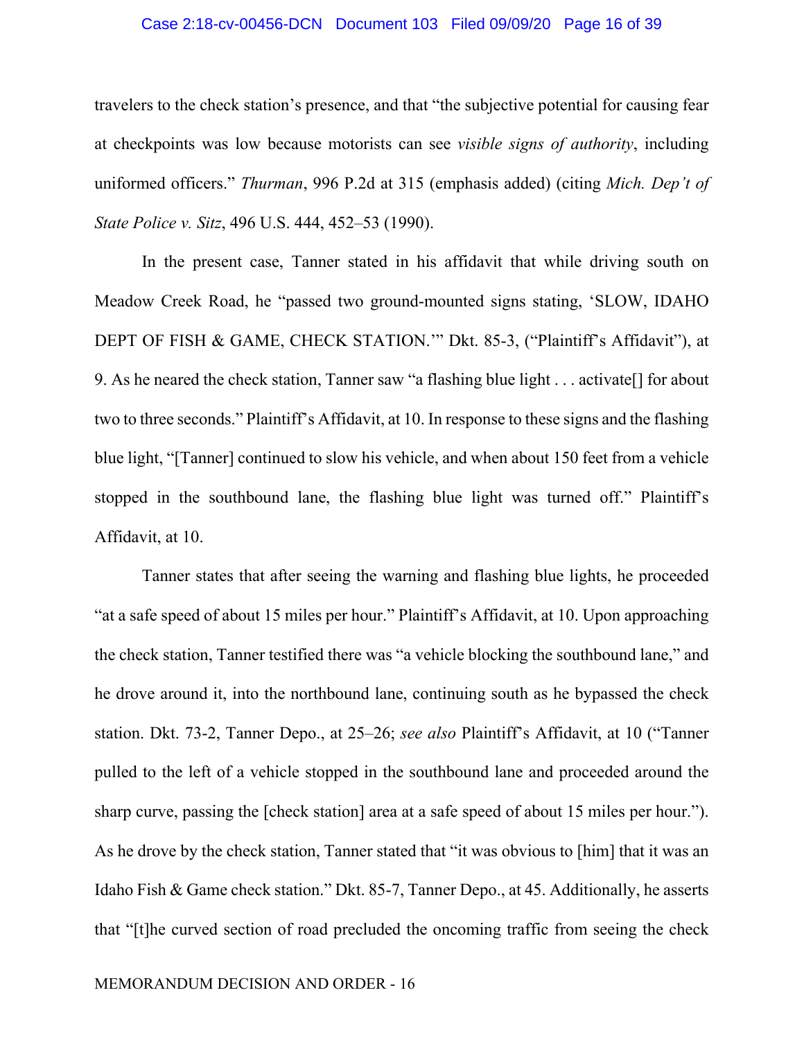travelers to the check station's presence, and that "the subjective potential for causing fear at checkpoints was low because motorists can see *visible signs of authority*, including uniformed officers." *Thurman*, 996 P.2d at 315 (emphasis added) (citing *Mich. Dep't of State Police v. Sitz*, 496 U.S. 444, 452–53 (1990).

In the present case, Tanner stated in his affidavit that while driving south on Meadow Creek Road, he "passed two ground-mounted signs stating, 'SLOW, IDAHO DEPT OF FISH & GAME, CHECK STATION.'" Dkt. 85-3, ("Plaintiff's Affidavit"), at 9. As he neared the check station, Tanner saw "a flashing blue light . . . activate[] for about two to three seconds." Plaintiff's Affidavit, at 10. In response to these signs and the flashing blue light, "[Tanner] continued to slow his vehicle, and when about 150 feet from a vehicle stopped in the southbound lane, the flashing blue light was turned off." Plaintiff's Affidavit, at 10.

Tanner states that after seeing the warning and flashing blue lights, he proceeded "at a safe speed of about 15 miles per hour." Plaintiff's Affidavit, at 10. Upon approaching the check station, Tanner testified there was "a vehicle blocking the southbound lane," and he drove around it, into the northbound lane, continuing south as he bypassed the check station. Dkt. 73-2, Tanner Depo., at 25–26; *see also* Plaintiff's Affidavit, at 10 ("Tanner pulled to the left of a vehicle stopped in the southbound lane and proceeded around the sharp curve, passing the [check station] area at a safe speed of about 15 miles per hour."). As he drove by the check station, Tanner stated that "it was obvious to [him] that it was an Idaho Fish & Game check station." Dkt. 85-7, Tanner Depo., at 45. Additionally, he asserts that "[t]he curved section of road precluded the oncoming traffic from seeing the check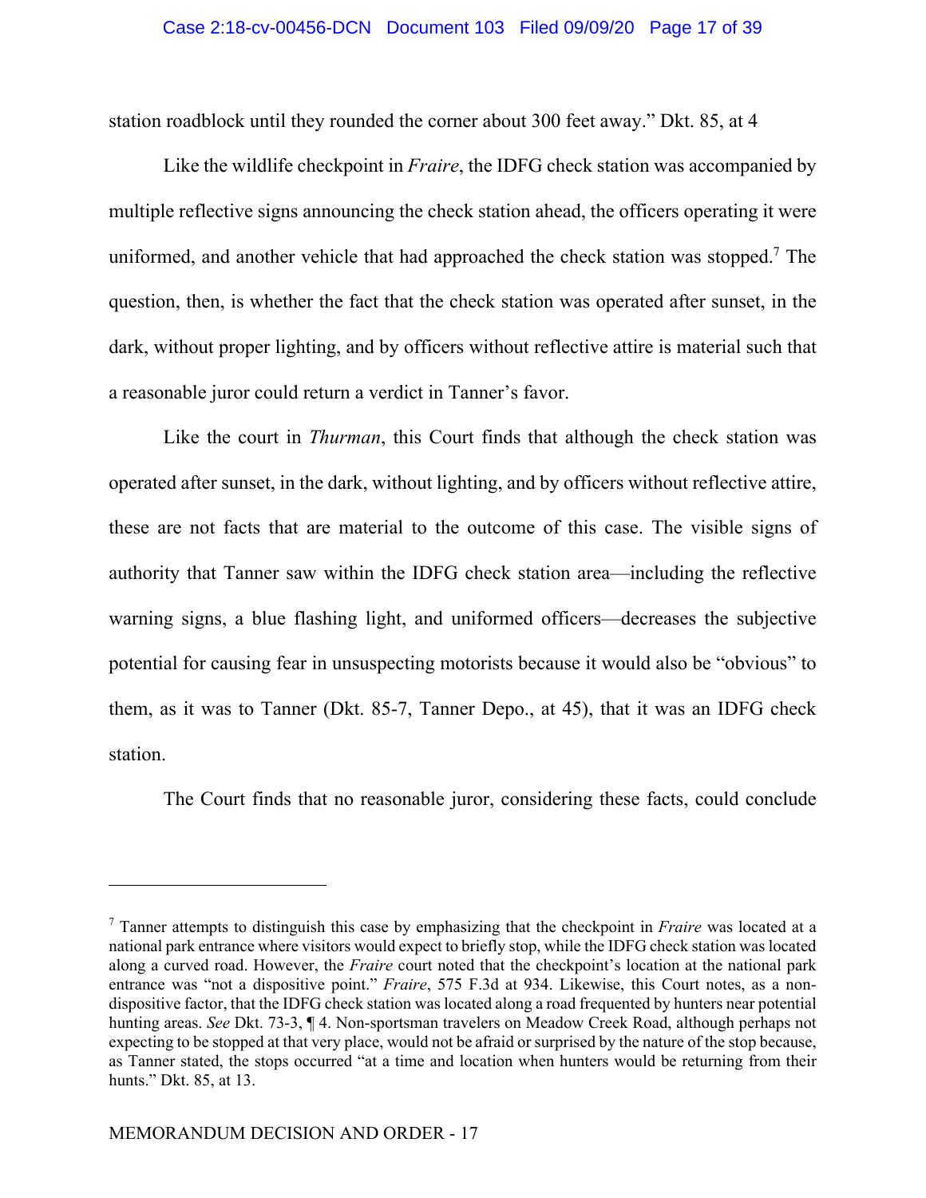station roadblock until they rounded the corner about 300 feet away." Dkt. 85, at 4

Like the wildlife checkpoint in *Fraire*, the IDFG check station was accompanied by multiple reflective signs announcing the check station ahead, the officers operating it were uniformed, and another vehicle that had approached the check station was stopped.[7] The question, then, is whether the fact that the check station was operated after sunset, in the dark, without proper lighting, and by officers without reflective attire is material such that a reasonable juror could return a verdict in Tanner's favor.

Like the court in *Thurman*, this Court finds that although the check station was operated after sunset, in the dark, without lighting, and by officers without reflective attire, these are not facts that are material to the outcome of this case. The visible signs of authority that Tanner saw within the IDFG check station area—including the reflective warning signs, a blue flashing light, and uniformed officers—decreases the subjective potential for causing fear in unsuspecting motorists because it would also be "obvious" to them, as it was to Tanner (Dkt. 85-7, Tanner Depo., at 45), that it was an IDFG check station.

The Court finds that no reasonable juror, considering these facts, could conclude

---

[7] Tanner attempts to distinguish this case by emphasizing that the checkpoint in *Fraire* was located at a national park entrance where visitors would expect to briefly stop, while the IDFG check station was located along a curved road. However, the *Fraire* court noted that the checkpoint's location at the national park entrance was "not a dispositive point." *Fraire*, 575 F.3d at 934. Likewise, this Court notes, as a non-dispositive factor, that the IDFG check station was located along a road frequented by hunters near potential hunting areas. *See* Dkt. 73-3, ¶ 4. Non-sportsman travelers on Meadow Creek Road, although perhaps not expecting to be stopped at that very place, would not be afraid or surprised by the nature of the stop because, as Tanner stated, the stops occurred "at a time and location when hunters would be returning from their hunts." Dkt. 85, at 13.

MEMORANDUM DECISION AND ORDER - 17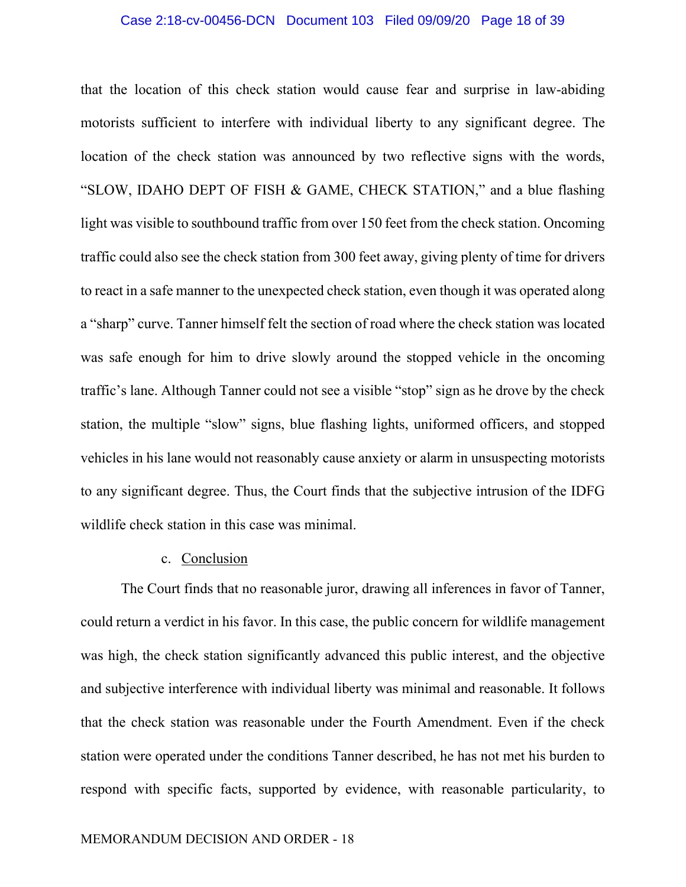that the location of this check station would cause fear and surprise in law-abiding motorists sufficient to interfere with individual liberty to any significant degree. The location of the check station was announced by two reflective signs with the words, "SLOW, IDAHO DEPT OF FISH & GAME, CHECK STATION," and a blue flashing light was visible to southbound traffic from over 150 feet from the check station. Oncoming traffic could also see the check station from 300 feet away, giving plenty of time for drivers to react in a safe manner to the unexpected check station, even though it was operated along a "sharp" curve. Tanner himself felt the section of road where the check station was located was safe enough for him to drive slowly around the stopped vehicle in the oncoming traffic's lane. Although Tanner could not see a visible "stop" sign as he drove by the check station, the multiple "slow" signs, blue flashing lights, uniformed officers, and stopped vehicles in his lane would not reasonably cause anxiety or alarm in unsuspecting motorists to any significant degree. Thus, the Court finds that the subjective intrusion of the IDFG wildlife check station in this case was minimal.

c. <u>Conclusion</u>

The Court finds that no reasonable juror, drawing all inferences in favor of Tanner, could return a verdict in his favor. In this case, the public concern for wildlife management was high, the check station significantly advanced this public interest, and the objective and subjective interference with individual liberty was minimal and reasonable. It follows that the check station was reasonable under the Fourth Amendment. Even if the check station were operated under the conditions Tanner described, he has not met his burden to respond with specific facts, supported by evidence, with reasonable particularity, to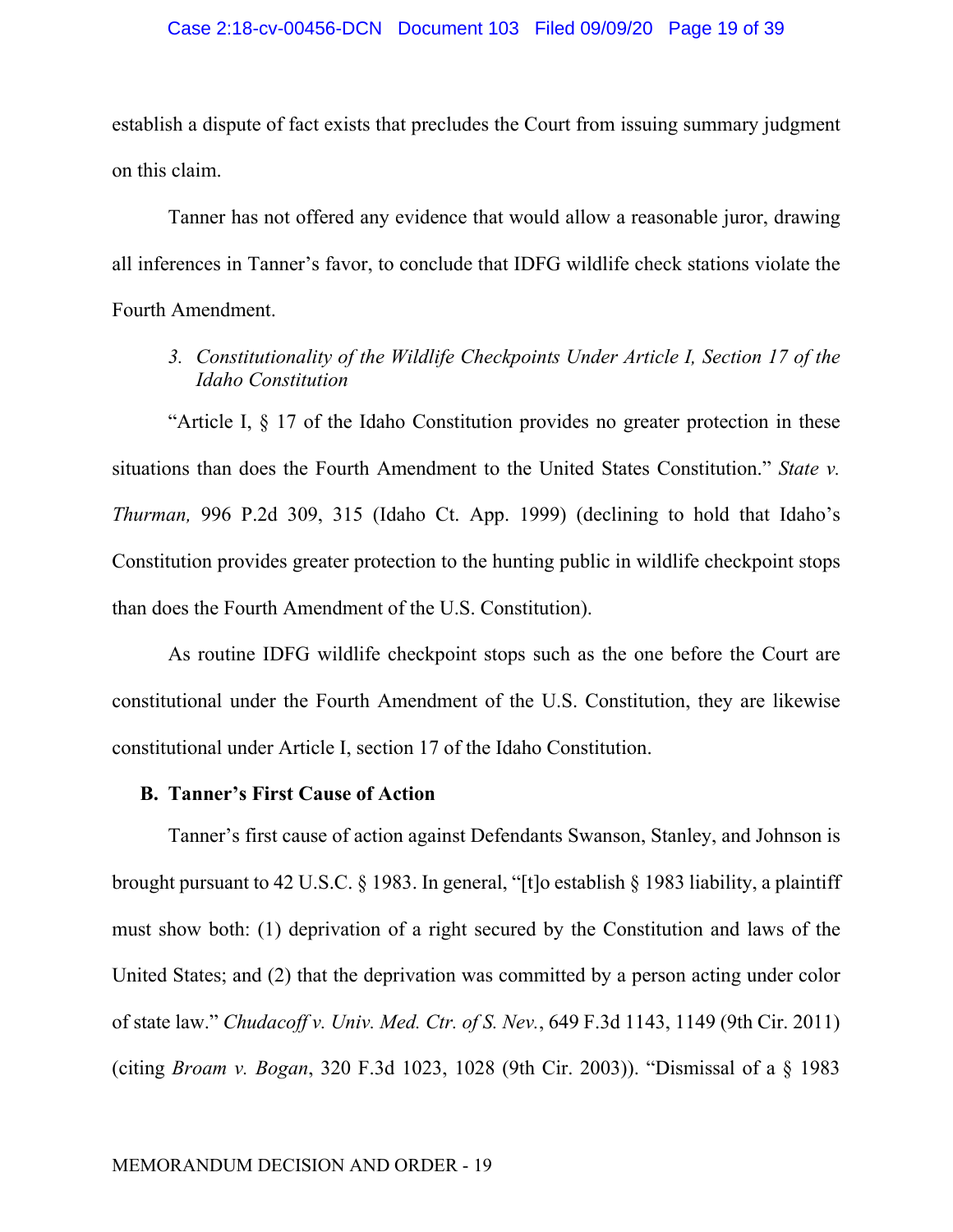establish a dispute of fact exists that precludes the Court from issuing summary judgment on this claim.

Tanner has not offered any evidence that would allow a reasonable juror, drawing all inferences in Tanner's favor, to conclude that IDFG wildlife check stations violate the Fourth Amendment.

### 3. *Constitutionality of the Wildlife Checkpoints Under Article I, Section 17 of the Idaho Constitution*

"Article I, § 17 of the Idaho Constitution provides no greater protection in these situations than does the Fourth Amendment to the United States Constitution." *State v. Thurman,* 996 P.2d 309, 315 (Idaho Ct. App. 1999) (declining to hold that Idaho's Constitution provides greater protection to the hunting public in wildlife checkpoint stops than does the Fourth Amendment of the U.S. Constitution).

As routine IDFG wildlife checkpoint stops such as the one before the Court are constitutional under the Fourth Amendment of the U.S. Constitution, they are likewise constitutional under Article I, section 17 of the Idaho Constitution.

## B. Tanner's First Cause of Action

Tanner's first cause of action against Defendants Swanson, Stanley, and Johnson is brought pursuant to 42 U.S.C. § 1983. In general, "[t]o establish § 1983 liability, a plaintiff must show both: (1) deprivation of a right secured by the Constitution and laws of the United States; and (2) that the deprivation was committed by a person acting under color of state law." *Chudacoff v. Univ. Med. Ctr. of S. Nev.*, 649 F.3d 1143, 1149 (9th Cir. 2011) (citing *Broam v. Bogan*, 320 F.3d 1023, 1028 (9th Cir. 2003)). "Dismissal of a § 1983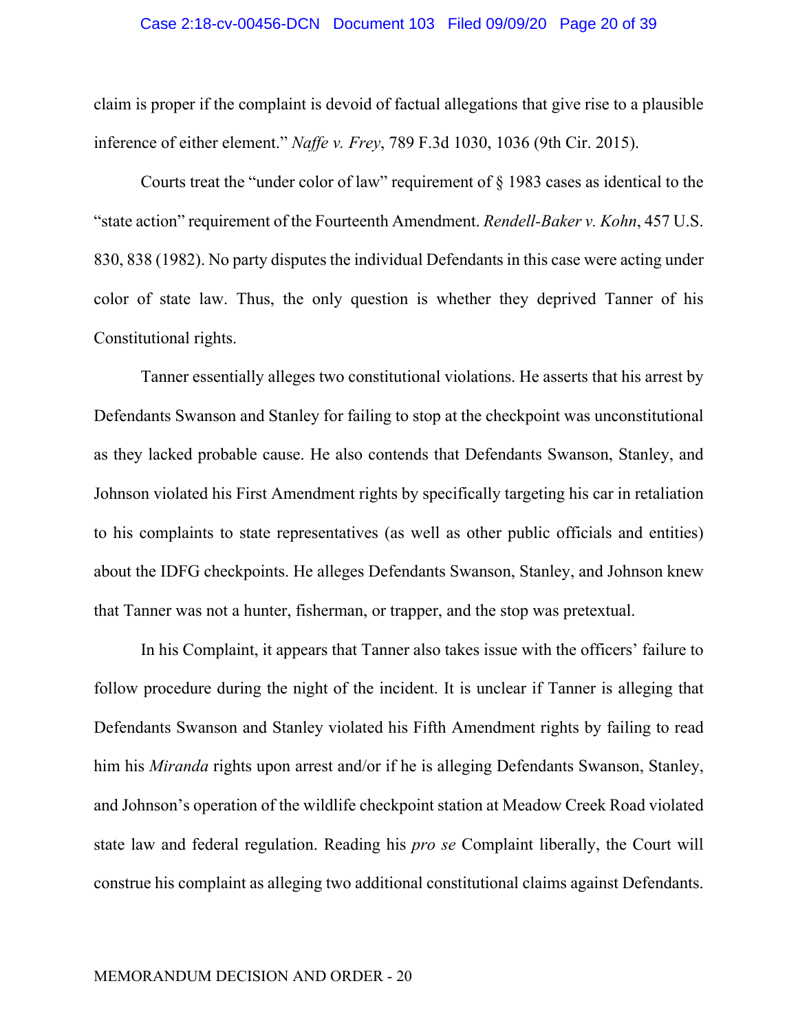claim is proper if the complaint is devoid of factual allegations that give rise to a plausible inference of either element." *Naffe v. Frey*, 789 F.3d 1030, 1036 (9th Cir. 2015).

Courts treat the "under color of law" requirement of § 1983 cases as identical to the "state action" requirement of the Fourteenth Amendment. *Rendell-Baker v. Kohn*, 457 U.S. 830, 838 (1982). No party disputes the individual Defendants in this case were acting under color of state law. Thus, the only question is whether they deprived Tanner of his Constitutional rights.

Tanner essentially alleges two constitutional violations. He asserts that his arrest by Defendants Swanson and Stanley for failing to stop at the checkpoint was unconstitutional as they lacked probable cause. He also contends that Defendants Swanson, Stanley, and Johnson violated his First Amendment rights by specifically targeting his car in retaliation to his complaints to state representatives (as well as other public officials and entities) about the IDFG checkpoints. He alleges Defendants Swanson, Stanley, and Johnson knew that Tanner was not a hunter, fisherman, or trapper, and the stop was pretextual.

In his Complaint, it appears that Tanner also takes issue with the officers' failure to follow procedure during the night of the incident. It is unclear if Tanner is alleging that Defendants Swanson and Stanley violated his Fifth Amendment rights by failing to read him his *Miranda* rights upon arrest and/or if he is alleging Defendants Swanson, Stanley, and Johnson's operation of the wildlife checkpoint station at Meadow Creek Road violated state law and federal regulation. Reading his *pro se* Complaint liberally, the Court will construe his complaint as alleging two additional constitutional claims against Defendants.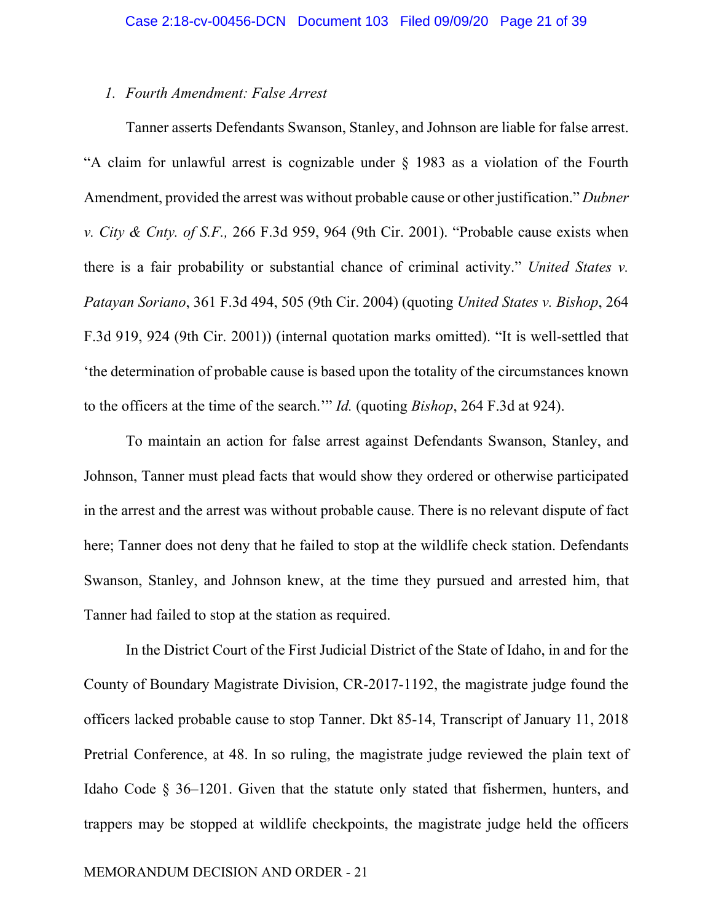### *1. Fourth Amendment: False Arrest*

Tanner asserts Defendants Swanson, Stanley, and Johnson are liable for false arrest. "A claim for unlawful arrest is cognizable under § 1983 as a violation of the Fourth Amendment, provided the arrest was without probable cause or other justification." *Dubner v. City & Cnty. of S.F.,* 266 F.3d 959, 964 (9th Cir. 2001). "Probable cause exists when there is a fair probability or substantial chance of criminal activity." *United States v. Patayan Soriano*, 361 F.3d 494, 505 (9th Cir. 2004) (quoting *United States v. Bishop*, 264 F.3d 919, 924 (9th Cir. 2001)) (internal quotation marks omitted). "It is well-settled that 'the determination of probable cause is based upon the totality of the circumstances known to the officers at the time of the search.'" *Id.* (quoting *Bishop*, 264 F.3d at 924).

To maintain an action for false arrest against Defendants Swanson, Stanley, and Johnson, Tanner must plead facts that would show they ordered or otherwise participated in the arrest and the arrest was without probable cause. There is no relevant dispute of fact here; Tanner does not deny that he failed to stop at the wildlife check station. Defendants Swanson, Stanley, and Johnson knew, at the time they pursued and arrested him, that Tanner had failed to stop at the station as required.

In the District Court of the First Judicial District of the State of Idaho, in and for the County of Boundary Magistrate Division, CR-2017-1192, the magistrate judge found the officers lacked probable cause to stop Tanner. Dkt 85-14, Transcript of January 11, 2018 Pretrial Conference, at 48. In so ruling, the magistrate judge reviewed the plain text of Idaho Code § 36–1201. Given that the statute only stated that fishermen, hunters, and trappers may be stopped at wildlife checkpoints, the magistrate judge held the officers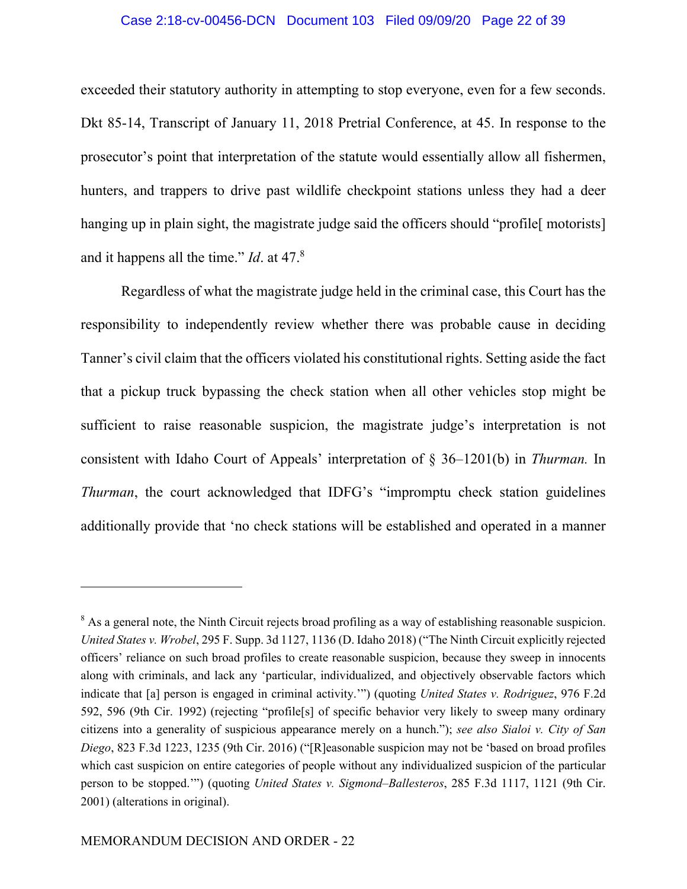exceeded their statutory authority in attempting to stop everyone, even for a few seconds. Dkt 85-14, Transcript of January 11, 2018 Pretrial Conference, at 45. In response to the prosecutor's point that interpretation of the statute would essentially allow all fishermen, hunters, and trappers to drive past wildlife checkpoint stations unless they had a deer hanging up in plain sight, the magistrate judge said the officers should "profile[ motorists] and it happens all the time." *Id*. at 47.[8]

Regardless of what the magistrate judge held in the criminal case, this Court has the responsibility to independently review whether there was probable cause in deciding Tanner's civil claim that the officers violated his constitutional rights. Setting aside the fact that a pickup truck bypassing the check station when all other vehicles stop might be sufficient to raise reasonable suspicion, the magistrate judge's interpretation is not consistent with Idaho Court of Appeals' interpretation of § 36–1201(b) in *Thurman.* In *Thurman*, the court acknowledged that IDFG's "impromptu check station guidelines additionally provide that 'no check stations will be established and operated in a manner

---

[8] As a general note, the Ninth Circuit rejects broad profiling as a way of establishing reasonable suspicion. *United States v. Wrobel*, 295 F. Supp. 3d 1127, 1136 (D. Idaho 2018) ("The Ninth Circuit explicitly rejected officers' reliance on such broad profiles to create reasonable suspicion, because they sweep in innocents along with criminals, and lack any 'particular, individualized, and objectively observable factors which indicate that [a] person is engaged in criminal activity.'") (quoting *United States v. Rodriguez*, 976 F.2d 592, 596 (9th Cir. 1992) (rejecting "profile[s] of specific behavior very likely to sweep many ordinary citizens into a generality of suspicious appearance merely on a hunch."); *see also Sialoi v. City of San Diego*, 823 F.3d 1223, 1235 (9th Cir. 2016) ("[R]easonable suspicion may not be 'based on broad profiles which cast suspicion on entire categories of people without any individualized suspicion of the particular person to be stopped.'") (quoting *United States v. Sigmond–Ballesteros*, 285 F.3d 1117, 1121 (9th Cir. 2001) (alterations in original).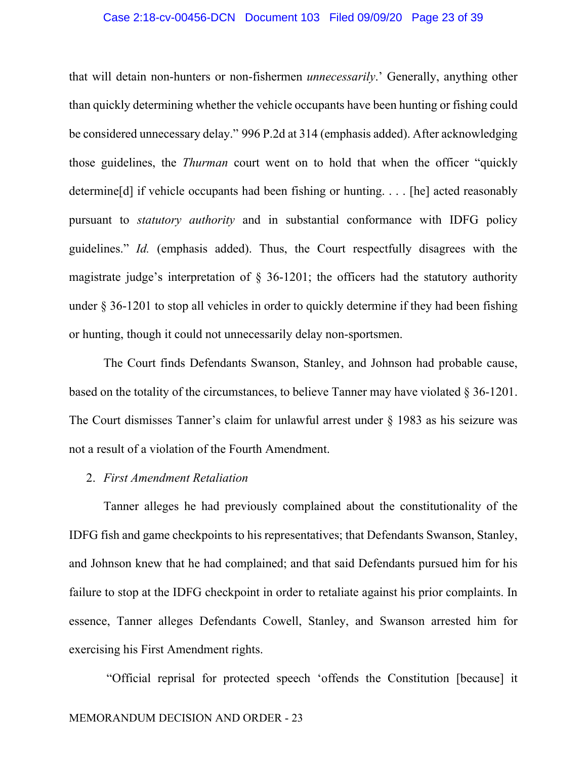that will detain non-hunters or non-fishermen *unnecessarily*.' Generally, anything other than quickly determining whether the vehicle occupants have been hunting or fishing could be considered unnecessary delay." 996 P.2d at 314 (emphasis added). After acknowledging those guidelines, the *Thurman* court went on to hold that when the officer "quickly determine[d] if vehicle occupants had been fishing or hunting. . . . [he] acted reasonably pursuant to *statutory authority* and in substantial conformance with IDFG policy guidelines." *Id.* (emphasis added). Thus, the Court respectfully disagrees with the magistrate judge's interpretation of § 36-1201; the officers had the statutory authority under § 36-1201 to stop all vehicles in order to quickly determine if they had been fishing or hunting, though it could not unnecessarily delay non-sportsmen.

The Court finds Defendants Swanson, Stanley, and Johnson had probable cause, based on the totality of the circumstances, to believe Tanner may have violated § 36-1201. The Court dismisses Tanner's claim for unlawful arrest under § 1983 as his seizure was not a result of a violation of the Fourth Amendment.

2. *First Amendment Retaliation*

Tanner alleges he had previously complained about the constitutionality of the IDFG fish and game checkpoints to his representatives; that Defendants Swanson, Stanley, and Johnson knew that he had complained; and that said Defendants pursued him for his failure to stop at the IDFG checkpoint in order to retaliate against his prior complaints. In essence, Tanner alleges Defendants Cowell, Stanley, and Swanson arrested him for exercising his First Amendment rights.

"Official reprisal for protected speech 'offends the Constitution [because] it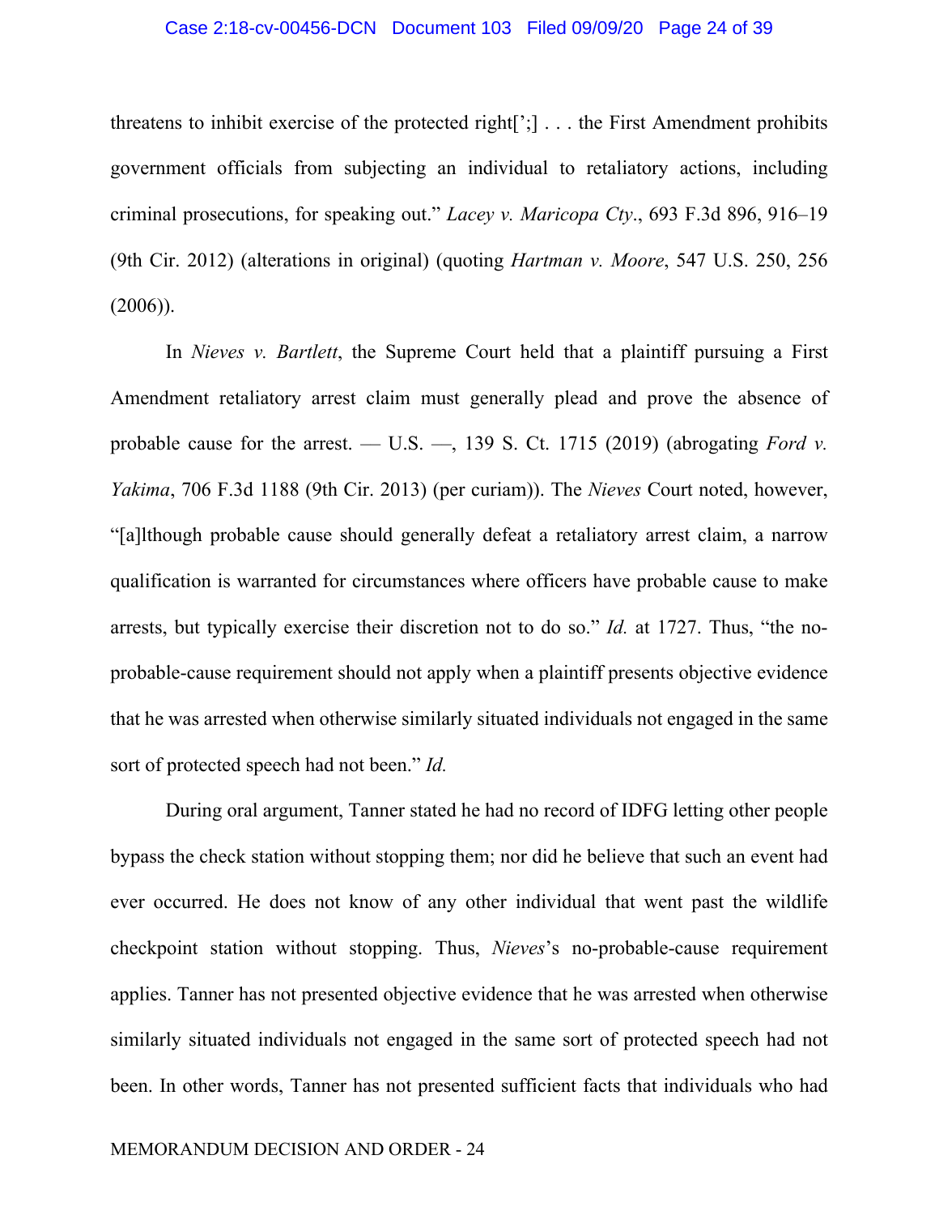threatens to inhibit exercise of the protected right[';] . . . the First Amendment prohibits government officials from subjecting an individual to retaliatory actions, including criminal prosecutions, for speaking out." *Lacey v. Maricopa Cty*., 693 F.3d 896, 916–19 (9th Cir. 2012) (alterations in original) (quoting *Hartman v. Moore*, 547 U.S. 250, 256 (2006)).

In *Nieves v. Bartlett*, the Supreme Court held that a plaintiff pursuing a First Amendment retaliatory arrest claim must generally plead and prove the absence of probable cause for the arrest. — U.S. —, 139 S. Ct. 1715 (2019) (abrogating *Ford v. Yakima*, 706 F.3d 1188 (9th Cir. 2013) (per curiam)). The *Nieves* Court noted, however, "[a]lthough probable cause should generally defeat a retaliatory arrest claim, a narrow qualification is warranted for circumstances where officers have probable cause to make arrests, but typically exercise their discretion not to do so." *Id.* at 1727. Thus, "the no-probable-cause requirement should not apply when a plaintiff presents objective evidence that he was arrested when otherwise similarly situated individuals not engaged in the same sort of protected speech had not been." *Id.*

During oral argument, Tanner stated he had no record of IDFG letting other people bypass the check station without stopping them; nor did he believe that such an event had ever occurred. He does not know of any other individual that went past the wildlife checkpoint station without stopping. Thus, *Nieves*'s no-probable-cause requirement applies. Tanner has not presented objective evidence that he was arrested when otherwise similarly situated individuals not engaged in the same sort of protected speech had not been. In other words, Tanner has not presented sufficient facts that individuals who had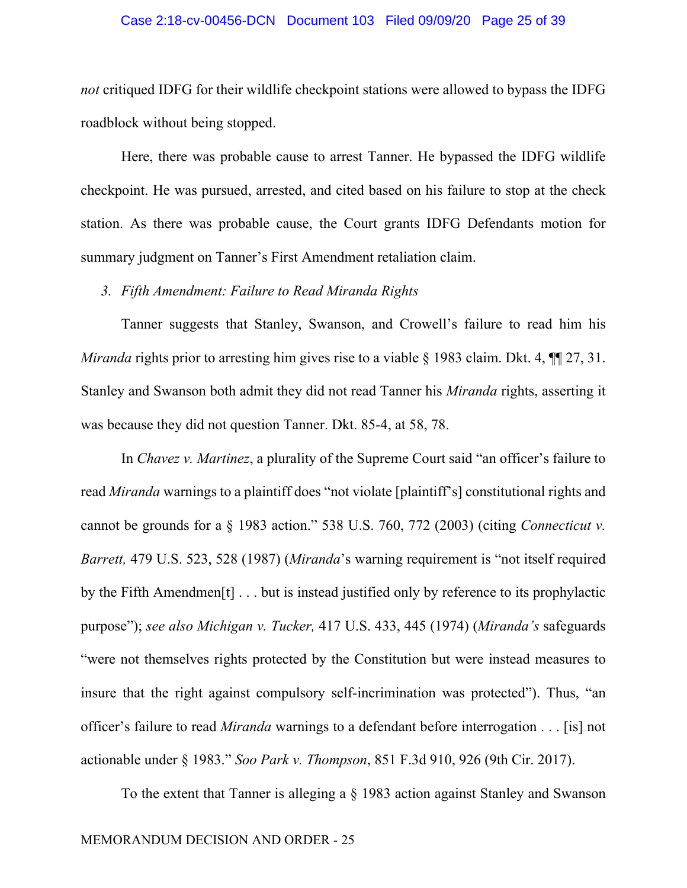*not* critiqued IDFG for their wildlife checkpoint stations were allowed to bypass the IDFG roadblock without being stopped.

Here, there was probable cause to arrest Tanner. He bypassed the IDFG wildlife checkpoint. He was pursued, arrested, and cited based on his failure to stop at the check station. As there was probable cause, the Court grants IDFG Defendants motion for summary judgment on Tanner's First Amendment retaliation claim.

*3. Fifth Amendment: Failure to Read Miranda Rights*

Tanner suggests that Stanley, Swanson, and Crowell's failure to read him his *Miranda* rights prior to arresting him gives rise to a viable § 1983 claim. Dkt. 4, ¶¶ 27, 31. Stanley and Swanson both admit they did not read Tanner his *Miranda* rights, asserting it was because they did not question Tanner. Dkt. 85-4, at 58, 78.

In *Chavez v. Martinez*, a plurality of the Supreme Court said "an officer's failure to read *Miranda* warnings to a plaintiff does "not violate [plaintiff's] constitutional rights and cannot be grounds for a § 1983 action." 538 U.S. 760, 772 (2003) (citing *Connecticut v. Barrett,* 479 U.S. 523, 528 (1987) (*Miranda*'s warning requirement is "not itself required by the Fifth Amendmen[t] . . . but is instead justified only by reference to its prophylactic purpose"); *see also Michigan v. Tucker,* 417 U.S. 433, 445 (1974) (*Miranda's* safeguards "were not themselves rights protected by the Constitution but were instead measures to insure that the right against compulsory self-incrimination was protected"). Thus, "an officer's failure to read *Miranda* warnings to a defendant before interrogation . . . [is] not actionable under § 1983." *Soo Park v. Thompson*, 851 F.3d 910, 926 (9th Cir. 2017).

To the extent that Tanner is alleging a § 1983 action against Stanley and Swanson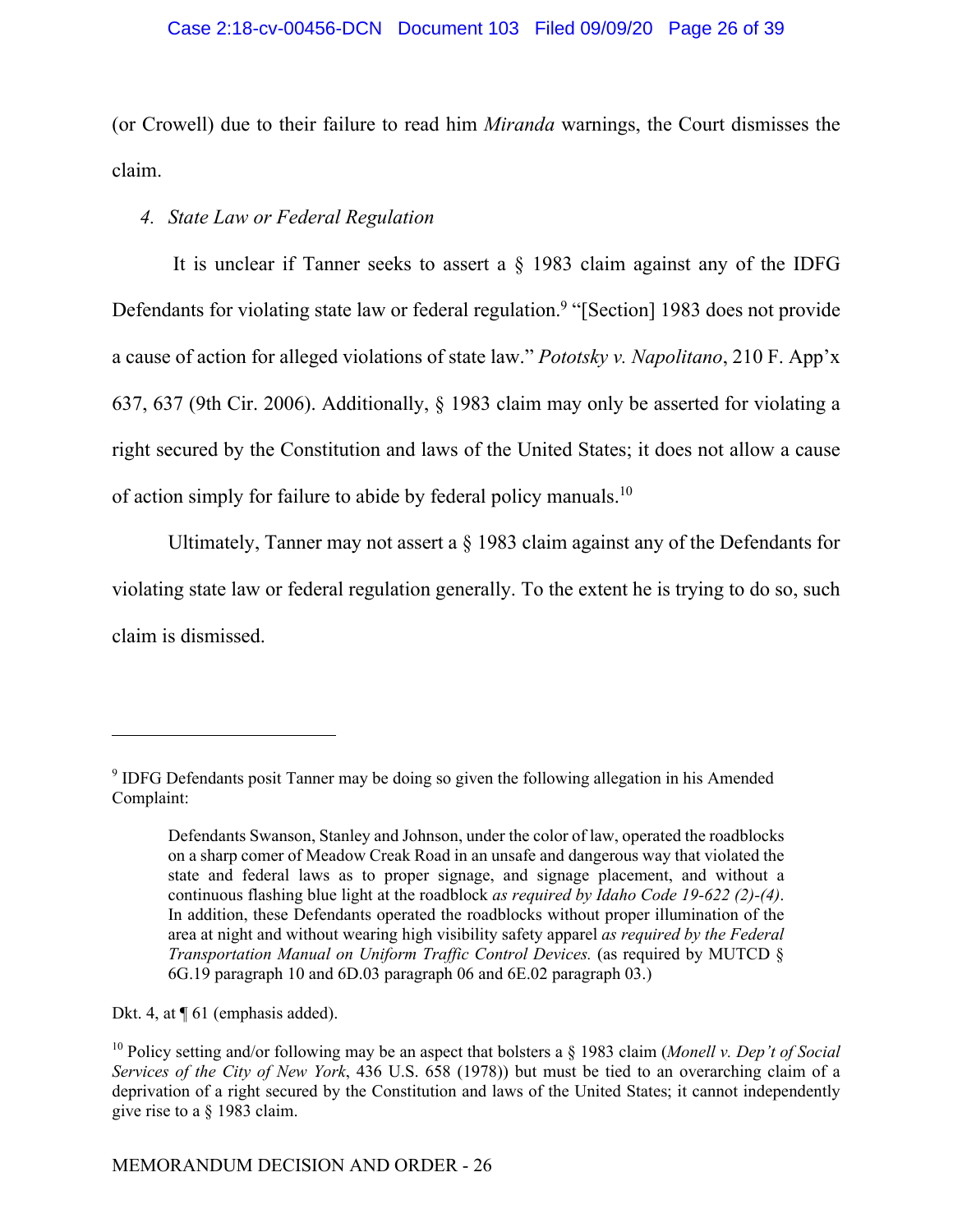(or Crowell) due to their failure to read him *Miranda* warnings, the Court dismisses the claim.

*4. State Law or Federal Regulation*

It is unclear if Tanner seeks to assert a § 1983 claim against any of the IDFG Defendants for violating state law or federal regulation.[9] "[Section] 1983 does not provide a cause of action for alleged violations of state law." *Pototsky v. Napolitano*, 210 F. App'x 637, 637 (9th Cir. 2006). Additionally, § 1983 claim may only be asserted for violating a right secured by the Constitution and laws of the United States; it does not allow a cause of action simply for failure to abide by federal policy manuals.[10]

Ultimately, Tanner may not assert a § 1983 claim against any of the Defendants for violating state law or federal regulation generally. To the extent he is trying to do so, such claim is dismissed.

---

[9] IDFG Defendants posit Tanner may be doing so given the following allegation in his Amended Complaint:

> Defendants Swanson, Stanley and Johnson, under the color of law, operated the roadblocks on a sharp comer of Meadow Creek Road in an unsafe and dangerous way that violated the state and federal laws as to proper signage, and signage placement, and without a continuous flashing blue light at the roadblock *as required by Idaho Code 19-622 (2)-(4)*. In addition, these Defendants operated the roadblocks without proper illumination of the area at night and without wearing high visibility safety apparel *as required by the Federal Transportation Manual on Uniform Traffic Control Devices.* (as required by MUTCD § 6G.19 paragraph 10 and 6D.03 paragraph 06 and 6E.02 paragraph 03.)

Dkt. 4, at ¶ 61 (emphasis added).

[10] Policy setting and/or following may be an aspect that bolsters a § 1983 claim (*Monell v. Dep't of Social Services of the City of New York*, 436 U.S. 658 (1978)) but must be tied to an overarching claim of a deprivation of a right secured by the Constitution and laws of the United States; it cannot independently give rise to a § 1983 claim.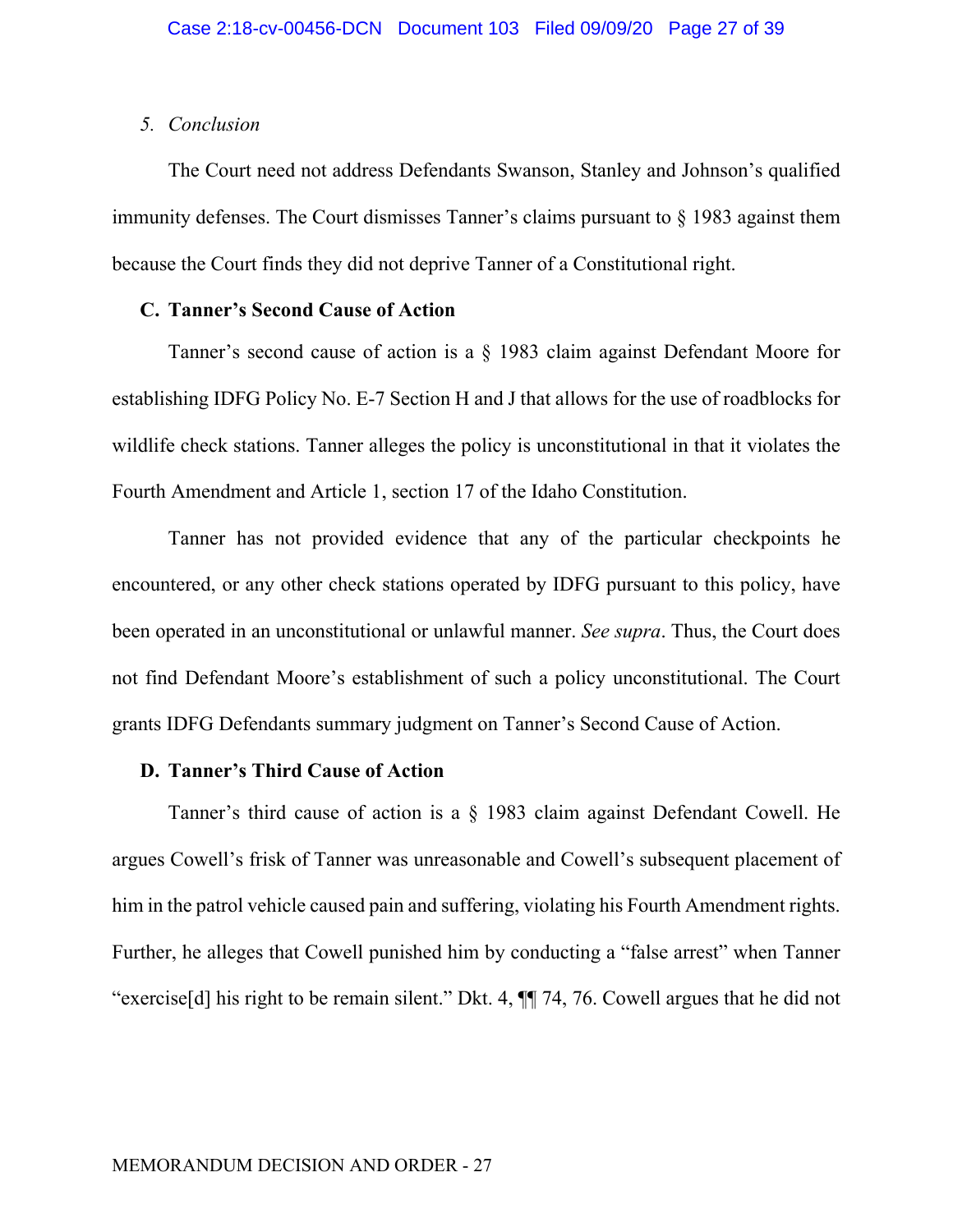*5. Conclusion*

The Court need not address Defendants Swanson, Stanley and Johnson's qualified immunity defenses. The Court dismisses Tanner's claims pursuant to § 1983 against them because the Court finds they did not deprive Tanner of a Constitutional right.

**C. Tanner's Second Cause of Action**

Tanner's second cause of action is a § 1983 claim against Defendant Moore for establishing IDFG Policy No. E-7 Section H and J that allows for the use of roadblocks for wildlife check stations. Tanner alleges the policy is unconstitutional in that it violates the Fourth Amendment and Article 1, section 17 of the Idaho Constitution.

Tanner has not provided evidence that any of the particular checkpoints he encountered, or any other check stations operated by IDFG pursuant to this policy, have been operated in an unconstitutional or unlawful manner. *See supra*. Thus, the Court does not find Defendant Moore's establishment of such a policy unconstitutional. The Court grants IDFG Defendants summary judgment on Tanner's Second Cause of Action.

**D. Tanner's Third Cause of Action**

Tanner's third cause of action is a § 1983 claim against Defendant Cowell. He argues Cowell's frisk of Tanner was unreasonable and Cowell's subsequent placement of him in the patrol vehicle caused pain and suffering, violating his Fourth Amendment rights. Further, he alleges that Cowell punished him by conducting a "false arrest" when Tanner "exercise[d] his right to be remain silent." Dkt. 4, ¶¶ 74, 76. Cowell argues that he did not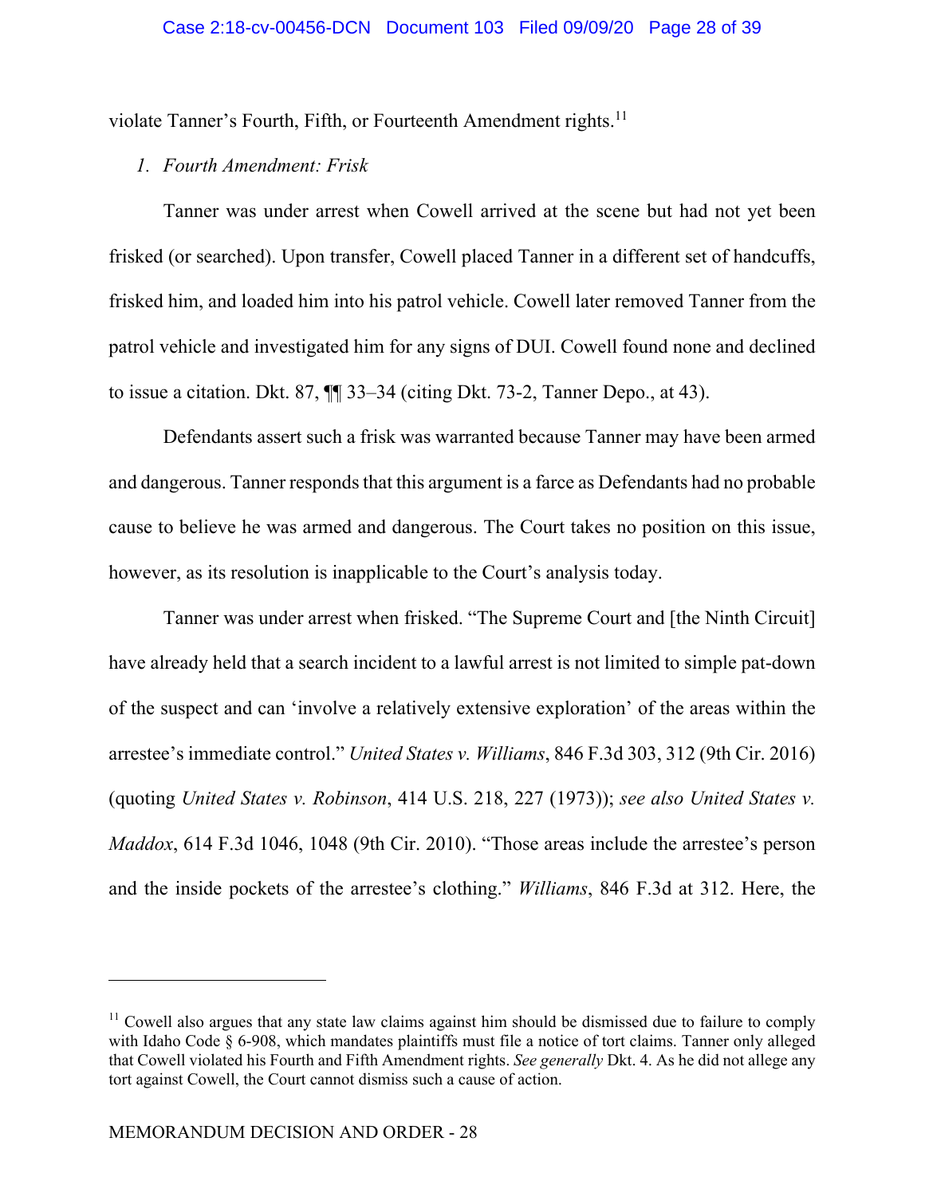violate Tanner's Fourth, Fifth, or Fourteenth Amendment rights.[11]

*1. Fourth Amendment: Frisk*

Tanner was under arrest when Cowell arrived at the scene but had not yet been frisked (or searched). Upon transfer, Cowell placed Tanner in a different set of handcuffs, frisked him, and loaded him into his patrol vehicle. Cowell later removed Tanner from the patrol vehicle and investigated him for any signs of DUI. Cowell found none and declined to issue a citation. Dkt. 87, ¶¶ 33–34 (citing Dkt. 73-2, Tanner Depo., at 43).

Defendants assert such a frisk was warranted because Tanner may have been armed and dangerous. Tanner responds that this argument is a farce as Defendants had no probable cause to believe he was armed and dangerous. The Court takes no position on this issue, however, as its resolution is inapplicable to the Court's analysis today.

Tanner was under arrest when frisked. "The Supreme Court and [the Ninth Circuit] have already held that a search incident to a lawful arrest is not limited to simple pat-down of the suspect and can 'involve a relatively extensive exploration' of the areas within the arrestee's immediate control." *United States v. Williams*, 846 F.3d 303, 312 (9th Cir. 2016) (quoting *United States v. Robinson*, 414 U.S. 218, 227 (1973)); *see also United States v. Maddox*, 614 F.3d 1046, 1048 (9th Cir. 2010). "Those areas include the arrestee's person and the inside pockets of the arrestee's clothing." *Williams*, 846 F.3d at 312. Here, the

---

[11] Cowell also argues that any state law claims against him should be dismissed due to failure to comply with Idaho Code § 6-908, which mandates plaintiffs must file a notice of tort claims. Tanner only alleged that Cowell violated his Fourth and Fifth Amendment rights. *See generally* Dkt. 4. As he did not allege any tort against Cowell, the Court cannot dismiss such a cause of action.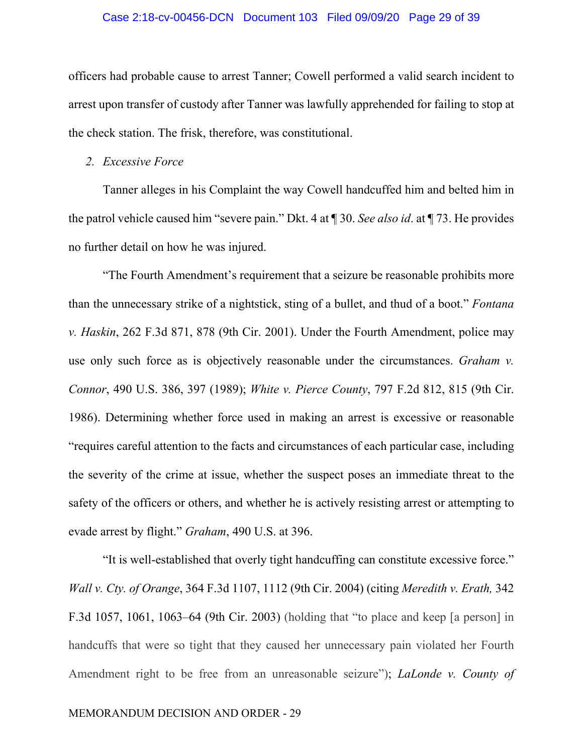officers had probable cause to arrest Tanner; Cowell performed a valid search incident to arrest upon transfer of custody after Tanner was lawfully apprehended for failing to stop at the check station. The frisk, therefore, was constitutional.

*2. Excessive Force*

Tanner alleges in his Complaint the way Cowell handcuffed him and belted him in the patrol vehicle caused him "severe pain." Dkt. 4 at ¶ 30. *See also id*. at ¶ 73. He provides no further detail on how he was injured.

"The Fourth Amendment's requirement that a seizure be reasonable prohibits more than the unnecessary strike of a nightstick, sting of a bullet, and thud of a boot." *Fontana v. Haskin*, 262 F.3d 871, 878 (9th Cir. 2001). Under the Fourth Amendment, police may use only such force as is objectively reasonable under the circumstances. *Graham v. Connor*, 490 U.S. 386, 397 (1989); *White v. Pierce County*, 797 F.2d 812, 815 (9th Cir. 1986). Determining whether force used in making an arrest is excessive or reasonable "requires careful attention to the facts and circumstances of each particular case, including the severity of the crime at issue, whether the suspect poses an immediate threat to the safety of the officers or others, and whether he is actively resisting arrest or attempting to evade arrest by flight." *Graham*, 490 U.S. at 396.

"It is well-established that overly tight handcuffing can constitute excessive force." *Wall v. Cty. of Orange*, 364 F.3d 1107, 1112 (9th Cir. 2004) (citing *Meredith v. Erath,* 342 F.3d 1057, 1061, 1063–64 (9th Cir. 2003) (holding that "to place and keep [a person] in handcuffs that were so tight that they caused her unnecessary pain violated her Fourth Amendment right to be free from an unreasonable seizure"); *LaLonde v. County of*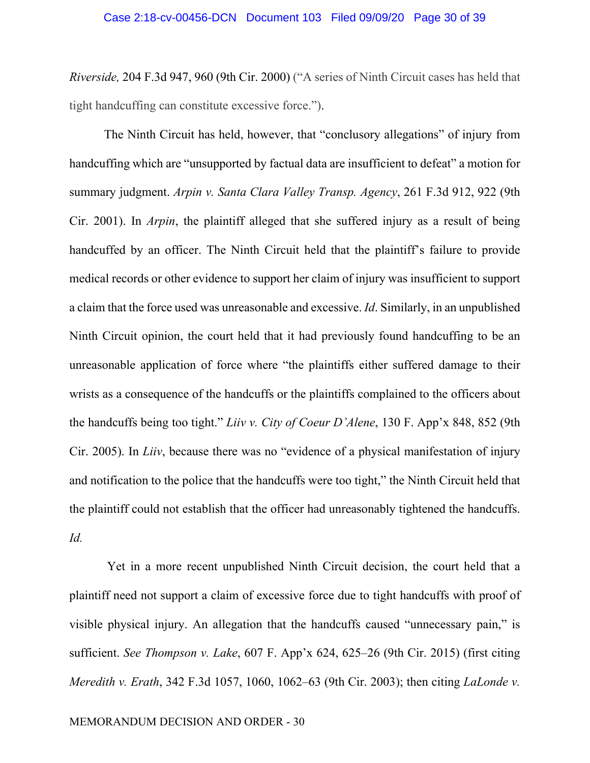*Riverside,* 204 F.3d 947, 960 (9th Cir. 2000) ("A series of Ninth Circuit cases has held that tight handcuffing can constitute excessive force.").

The Ninth Circuit has held, however, that "conclusory allegations" of injury from handcuffing which are "unsupported by factual data are insufficient to defeat" a motion for summary judgment. *Arpin v. Santa Clara Valley Transp. Agency*, 261 F.3d 912, 922 (9th Cir. 2001). In *Arpin*, the plaintiff alleged that she suffered injury as a result of being handcuffed by an officer. The Ninth Circuit held that the plaintiff's failure to provide medical records or other evidence to support her claim of injury was insufficient to support a claim that the force used was unreasonable and excessive. *Id*. Similarly, in an unpublished Ninth Circuit opinion, the court held that it had previously found handcuffing to be an unreasonable application of force where "the plaintiffs either suffered damage to their wrists as a consequence of the handcuffs or the plaintiffs complained to the officers about the handcuffs being too tight." *Liiv v. City of Coeur D'Alene*, 130 F. App'x 848, 852 (9th Cir. 2005). In *Liiv*, because there was no "evidence of a physical manifestation of injury and notification to the police that the handcuffs were too tight," the Ninth Circuit held that the plaintiff could not establish that the officer had unreasonably tightened the handcuffs. *Id.*

Yet in a more recent unpublished Ninth Circuit decision, the court held that a plaintiff need not support a claim of excessive force due to tight handcuffs with proof of visible physical injury. An allegation that the handcuffs caused "unnecessary pain," is sufficient. *See Thompson v. Lake*, 607 F. App'x 624, 625–26 (9th Cir. 2015) (first citing *Meredith v. Erath*, 342 F.3d 1057, 1060, 1062–63 (9th Cir. 2003); then citing *LaLonde v.*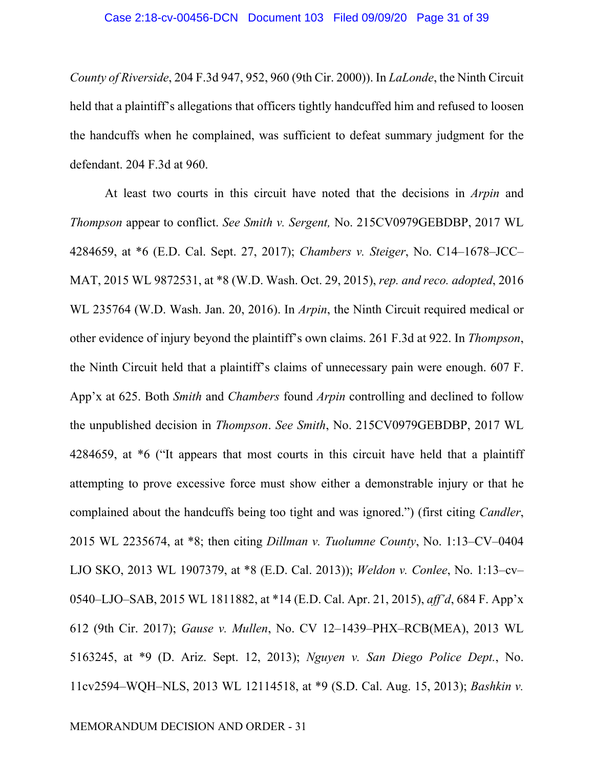*County of Riverside*, 204 F.3d 947, 952, 960 (9th Cir. 2000)). In *LaLonde*, the Ninth Circuit held that a plaintiff's allegations that officers tightly handcuffed him and refused to loosen the handcuffs when he complained, was sufficient to defeat summary judgment for the defendant. 204 F.3d at 960.

At least two courts in this circuit have noted that the decisions in *Arpin* and *Thompson* appear to conflict. *See Smith v. Sergent,* No. 215CV0979GEBDBP, 2017 WL 4284659, at *6 (E.D. Cal. Sept. 27, 2017); *Chambers v. Steiger*, No. C14–1678–JCC–MAT, 2015 WL 9872531, at *8 (W.D. Wash. Oct. 29, 2015), *rep. and reco. adopted*, 2016 WL 235764 (W.D. Wash. Jan. 20, 2016). In *Arpin*, the Ninth Circuit required medical or other evidence of injury beyond the plaintiff's own claims. 261 F.3d at 922. In *Thompson*, the Ninth Circuit held that a plaintiff's claims of unnecessary pain were enough. 607 F. App'x at 625. Both *Smith* and *Chambers* found *Arpin* controlling and declined to follow the unpublished decision in *Thompson*. *See Smith*, No. 215CV0979GEBDBP, 2017 WL 4284659, at *6 ("It appears that most courts in this circuit have held that a plaintiff attempting to prove excessive force must show either a demonstrable injury or that he complained about the handcuffs being too tight and was ignored.") (first citing *Candler*, 2015 WL 2235674, at *8; then citing *Dillman v. Tuolumne County*, No. 1:13–CV–0404 LJO SKO, 2013 WL 1907379, at *8 (E.D. Cal. 2013)); *Weldon v. Conlee*, No. 1:13–cv–0540–LJO–SAB, 2015 WL 1811882, at *14 (E.D. Cal. Apr. 21, 2015), *aff'd*, 684 F. App'x 612 (9th Cir. 2017); *Gause v. Mullen*, No. CV 12–1439–PHX–RCB(MEA), 2013 WL 5163245, at *9 (D. Ariz. Sept. 12, 2013); *Nguyen v. San Diego Police Dept.*, No. 11cv2594–WQH–NLS, 2013 WL 12114518, at *9 (S.D. Cal. Aug. 15, 2013); *Bashkin v.*

MEMORANDUM DECISION AND ORDER - 31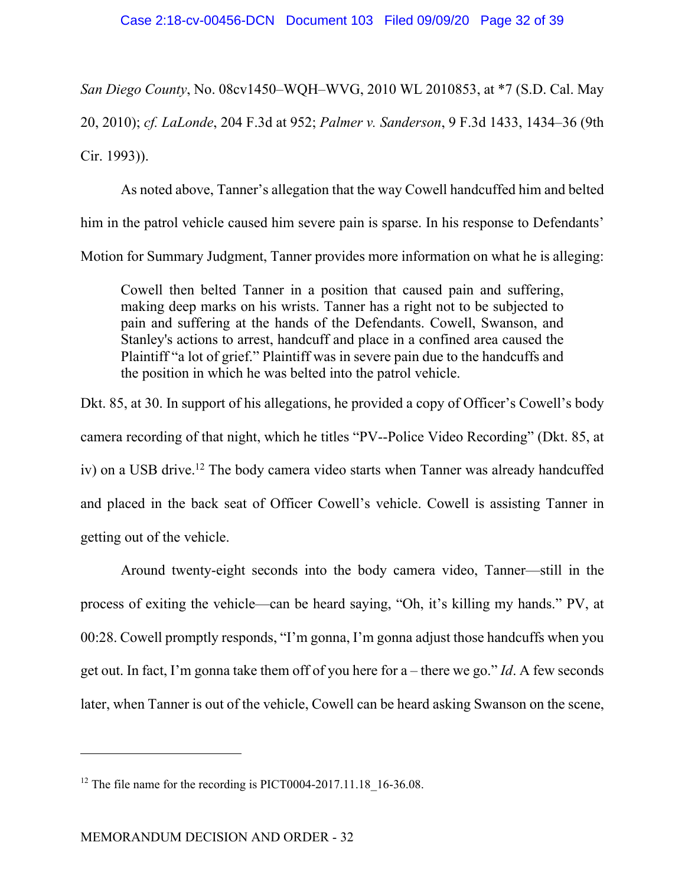*San Diego County*, No. 08cv1450–WQH–WVG, 2010 WL 2010853, at *7 (S.D. Cal. May 20, 2010); *cf. LaLonde*, 204 F.3d at 952; *Palmer v. Sanderson*, 9 F.3d 1433, 1434–36 (9th Cir. 1993)).

As noted above, Tanner's allegation that the way Cowell handcuffed him and belted him in the patrol vehicle caused him severe pain is sparse. In his response to Defendants' Motion for Summary Judgment, Tanner provides more information on what he is alleging:

> Cowell then belted Tanner in a position that caused pain and suffering, making deep marks on his wrists. Tanner has a right not to be subjected to pain and suffering at the hands of the Defendants. Cowell, Swanson, and Stanley's actions to arrest, handcuff and place in a confined area caused the Plaintiff "a lot of grief." Plaintiff was in severe pain due to the handcuffs and the position in which he was belted into the patrol vehicle.

Dkt. 85, at 30. In support of his allegations, he provided a copy of Officer's Cowell's body camera recording of that night, which he titles "PV--Police Video Recording" (Dkt. 85, at iv) on a USB drive.[12] The body camera video starts when Tanner was already handcuffed and placed in the back seat of Officer Cowell's vehicle. Cowell is assisting Tanner in getting out of the vehicle.

Around twenty-eight seconds into the body camera video, Tanner—still in the process of exiting the vehicle—can be heard saying, "Oh, it's killing my hands." PV, at 00:28. Cowell promptly responds, "I'm gonna, I'm gonna adjust those handcuffs when you get out. In fact, I'm gonna take them off of you here for a – there we go." *Id*. A few seconds later, when Tanner is out of the vehicle, Cowell can be heard asking Swanson on the scene,

---

[12] The file name for the recording is PICT0004-2017.11.18_16-36.08.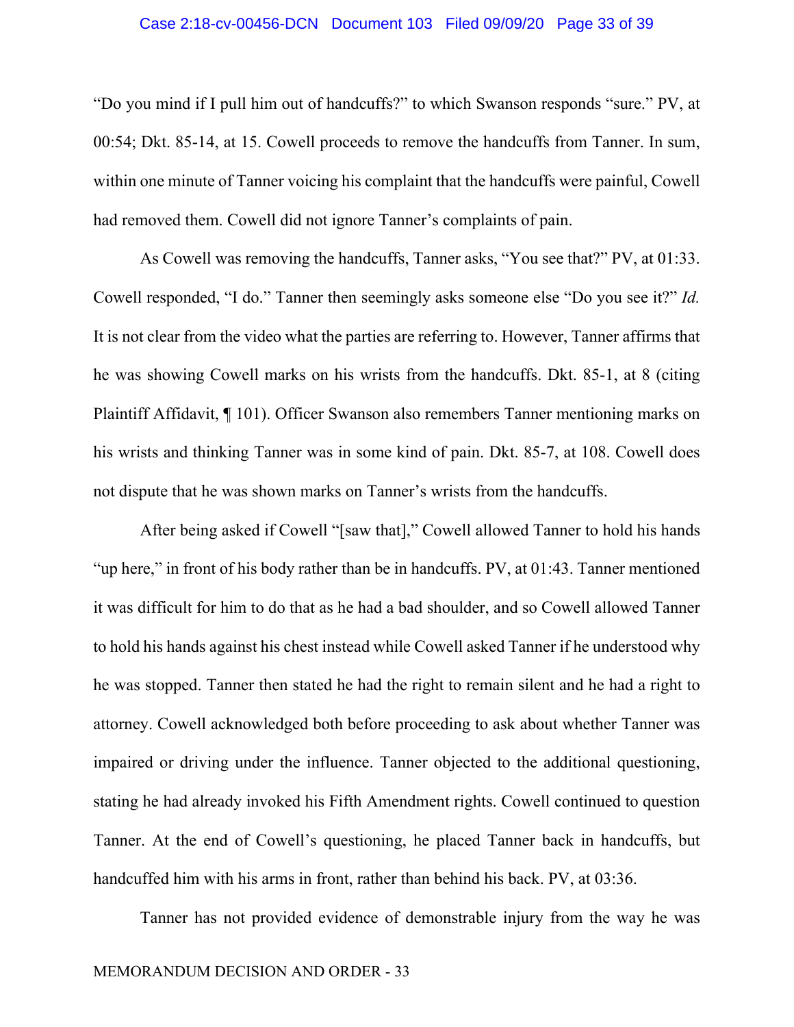"Do you mind if I pull him out of handcuffs?" to which Swanson responds "sure." PV, at 00:54; Dkt. 85-14, at 15. Cowell proceeds to remove the handcuffs from Tanner. In sum, within one minute of Tanner voicing his complaint that the handcuffs were painful, Cowell had removed them. Cowell did not ignore Tanner's complaints of pain.

As Cowell was removing the handcuffs, Tanner asks, "You see that?" PV, at 01:33. Cowell responded, "I do." Tanner then seemingly asks someone else "Do you see it?" *Id.* It is not clear from the video what the parties are referring to. However, Tanner affirms that he was showing Cowell marks on his wrists from the handcuffs. Dkt. 85-1, at 8 (citing Plaintiff Affidavit, ¶ 101). Officer Swanson also remembers Tanner mentioning marks on his wrists and thinking Tanner was in some kind of pain. Dkt. 85-7, at 108. Cowell does not dispute that he was shown marks on Tanner's wrists from the handcuffs.

After being asked if Cowell "[saw that]," Cowell allowed Tanner to hold his hands "up here," in front of his body rather than be in handcuffs. PV, at 01:43. Tanner mentioned it was difficult for him to do that as he had a bad shoulder, and so Cowell allowed Tanner to hold his hands against his chest instead while Cowell asked Tanner if he understood why he was stopped. Tanner then stated he had the right to remain silent and he had a right to attorney. Cowell acknowledged both before proceeding to ask about whether Tanner was impaired or driving under the influence. Tanner objected to the additional questioning, stating he had already invoked his Fifth Amendment rights. Cowell continued to question Tanner. At the end of Cowell's questioning, he placed Tanner back in handcuffs, but handcuffed him with his arms in front, rather than behind his back. PV, at 03:36.

Tanner has not provided evidence of demonstrable injury from the way he was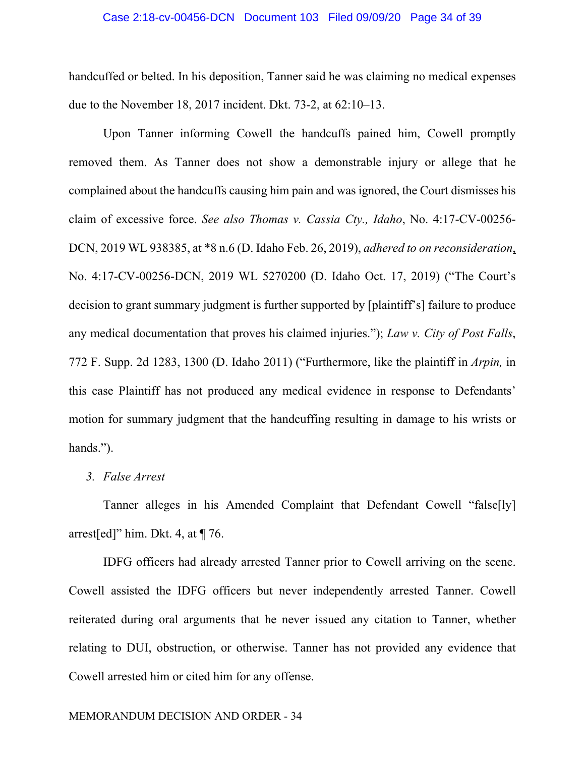handcuffed or belted. In his deposition, Tanner said he was claiming no medical expenses due to the November 18, 2017 incident. Dkt. 73-2, at 62:10–13.

Upon Tanner informing Cowell the handcuffs pained him, Cowell promptly removed them. As Tanner does not show a demonstrable injury or allege that he complained about the handcuffs causing him pain and was ignored, the Court dismisses his claim of excessive force. *See also Thomas v. Cassia Cty., Idaho*, No. 4:17-CV-00256-DCN, 2019 WL 938385, at *8 n.6 (D. Idaho Feb. 26, 2019), *adhered to on reconsideration*, No. 4:17-CV-00256-DCN, 2019 WL 5270200 (D. Idaho Oct. 17, 2019) ("The Court's decision to grant summary judgment is further supported by [plaintiff's] failure to produce any medical documentation that proves his claimed injuries."); *Law v. City of Post Falls*, 772 F. Supp. 2d 1283, 1300 (D. Idaho 2011) ("Furthermore, like the plaintiff in *Arpin,* in this case Plaintiff has not produced any medical evidence in response to Defendants' motion for summary judgment that the handcuffing resulting in damage to his wrists or hands.").

*3. False Arrest*

Tanner alleges in his Amended Complaint that Defendant Cowell "false[ly] arrest[ed]" him. Dkt. 4, at ¶ 76.

IDFG officers had already arrested Tanner prior to Cowell arriving on the scene. Cowell assisted the IDFG officers but never independently arrested Tanner. Cowell reiterated during oral arguments that he never issued any citation to Tanner, whether relating to DUI, obstruction, or otherwise. Tanner has not provided any evidence that Cowell arrested him or cited him for any offense.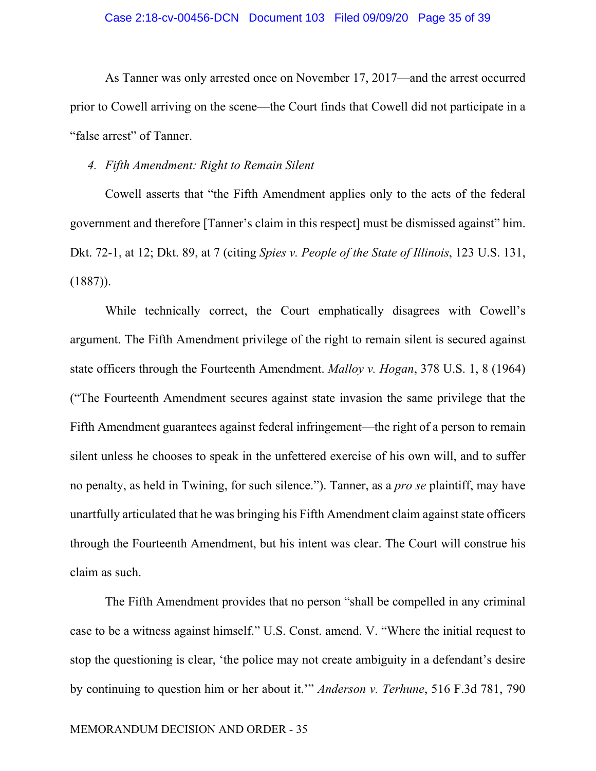As Tanner was only arrested once on November 17, 2017—and the arrest occurred prior to Cowell arriving on the scene—the Court finds that Cowell did not participate in a "false arrest" of Tanner.

*4. Fifth Amendment: Right to Remain Silent*

Cowell asserts that "the Fifth Amendment applies only to the acts of the federal government and therefore [Tanner's claim in this respect] must be dismissed against" him. Dkt. 72-1, at 12; Dkt. 89, at 7 (citing *Spies v. People of the State of Illinois*, 123 U.S. 131, (1887)).

While technically correct, the Court emphatically disagrees with Cowell's argument. The Fifth Amendment privilege of the right to remain silent is secured against state officers through the Fourteenth Amendment. *Malloy v. Hogan*, 378 U.S. 1, 8 (1964) ("The Fourteenth Amendment secures against state invasion the same privilege that the Fifth Amendment guarantees against federal infringement—the right of a person to remain silent unless he chooses to speak in the unfettered exercise of his own will, and to suffer no penalty, as held in Twining, for such silence."). Tanner, as a *pro se* plaintiff, may have unartfully articulated that he was bringing his Fifth Amendment claim against state officers through the Fourteenth Amendment, but his intent was clear. The Court will construe his claim as such.

The Fifth Amendment provides that no person "shall be compelled in any criminal case to be a witness against himself." U.S. Const. amend. V. "Where the initial request to stop the questioning is clear, 'the police may not create ambiguity in a defendant's desire by continuing to question him or her about it.'" *Anderson v. Terhune*, 516 F.3d 781, 790

MEMORANDUM DECISION AND ORDER - 35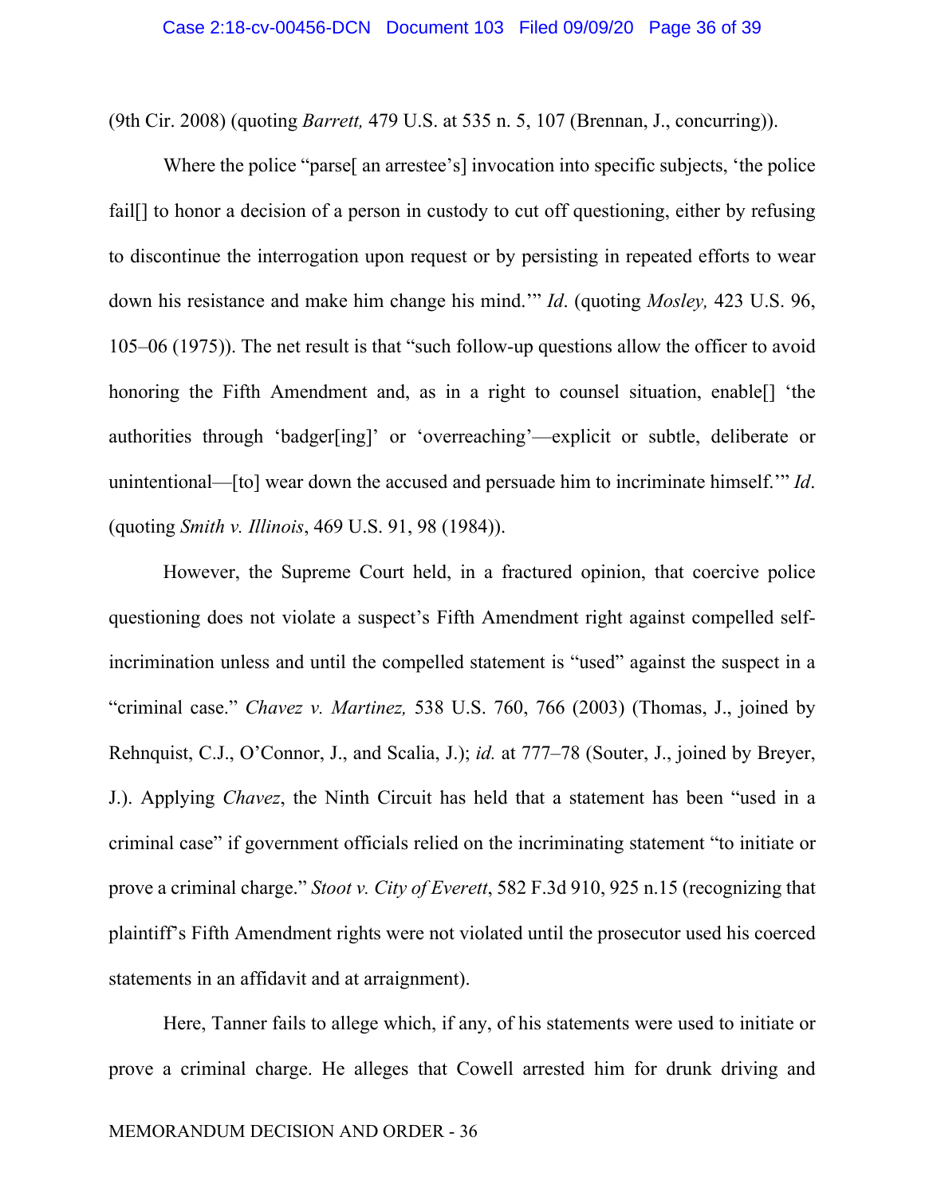(9th Cir. 2008) (quoting *Barrett,* 479 U.S. at 535 n. 5, 107 (Brennan, J., concurring)).

Where the police "parse[ an arrestee's] invocation into specific subjects, 'the police fail[] to honor a decision of a person in custody to cut off questioning, either by refusing to discontinue the interrogation upon request or by persisting in repeated efforts to wear down his resistance and make him change his mind.'" *Id*. (quoting *Mosley,* 423 U.S. 96, 105–06 (1975)). The net result is that "such follow-up questions allow the officer to avoid honoring the Fifth Amendment and, as in a right to counsel situation, enable[] 'the authorities through 'badger[ing]' or 'overreaching'—explicit or subtle, deliberate or unintentional—[to] wear down the accused and persuade him to incriminate himself.'" *Id*. (quoting *Smith v. Illinois*, 469 U.S. 91, 98 (1984)).

However, the Supreme Court held, in a fractured opinion, that coercive police questioning does not violate a suspect's Fifth Amendment right against compelled self-incrimination unless and until the compelled statement is "used" against the suspect in a "criminal case." *Chavez v. Martinez,* 538 U.S. 760, 766 (2003) (Thomas, J., joined by Rehnquist, C.J., O'Connor, J., and Scalia, J.); *id.* at 777–78 (Souter, J., joined by Breyer, J.). Applying *Chavez*, the Ninth Circuit has held that a statement has been "used in a criminal case" if government officials relied on the incriminating statement "to initiate or prove a criminal charge." *Stoot v. City of Everett*, 582 F.3d 910, 925 n.15 (recognizing that plaintiff's Fifth Amendment rights were not violated until the prosecutor used his coerced statements in an affidavit and at arraignment).

Here, Tanner fails to allege which, if any, of his statements were used to initiate or prove a criminal charge. He alleges that Cowell arrested him for drunk driving and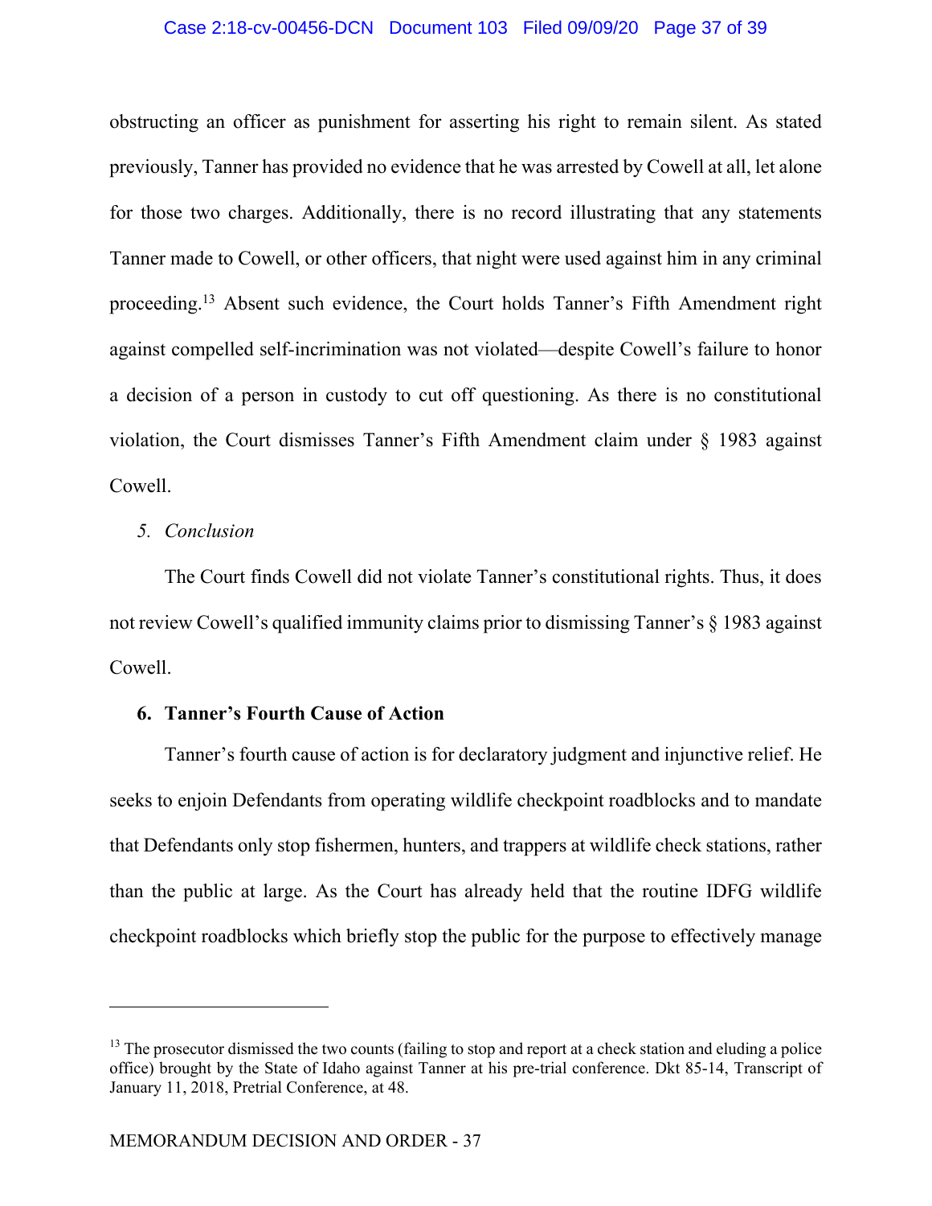obstructing an officer as punishment for asserting his right to remain silent. As stated previously, Tanner has provided no evidence that he was arrested by Cowell at all, let alone for those two charges. Additionally, there is no record illustrating that any statements Tanner made to Cowell, or other officers, that night were used against him in any criminal proceeding.[13] Absent such evidence, the Court holds Tanner's Fifth Amendment right against compelled self-incrimination was not violated—despite Cowell's failure to honor a decision of a person in custody to cut off questioning. As there is no constitutional violation, the Court dismisses Tanner's Fifth Amendment claim under § 1983 against Cowell.

*5. Conclusion*

The Court finds Cowell did not violate Tanner's constitutional rights. Thus, it does not review Cowell's qualified immunity claims prior to dismissing Tanner's § 1983 against Cowell.

**6. Tanner's Fourth Cause of Action**

Tanner's fourth cause of action is for declaratory judgment and injunctive relief. He seeks to enjoin Defendants from operating wildlife checkpoint roadblocks and to mandate that Defendants only stop fishermen, hunters, and trappers at wildlife check stations, rather than the public at large. As the Court has already held that the routine IDFG wildlife checkpoint roadblocks which briefly stop the public for the purpose to effectively manage

---

[13] The prosecutor dismissed the two counts (failing to stop and report at a check station and eluding a police office) brought by the State of Idaho against Tanner at his pre-trial conference. Dkt 85-14, Transcript of January 11, 2018, Pretrial Conference, at 48.

MEMORANDUM DECISION AND ORDER - 37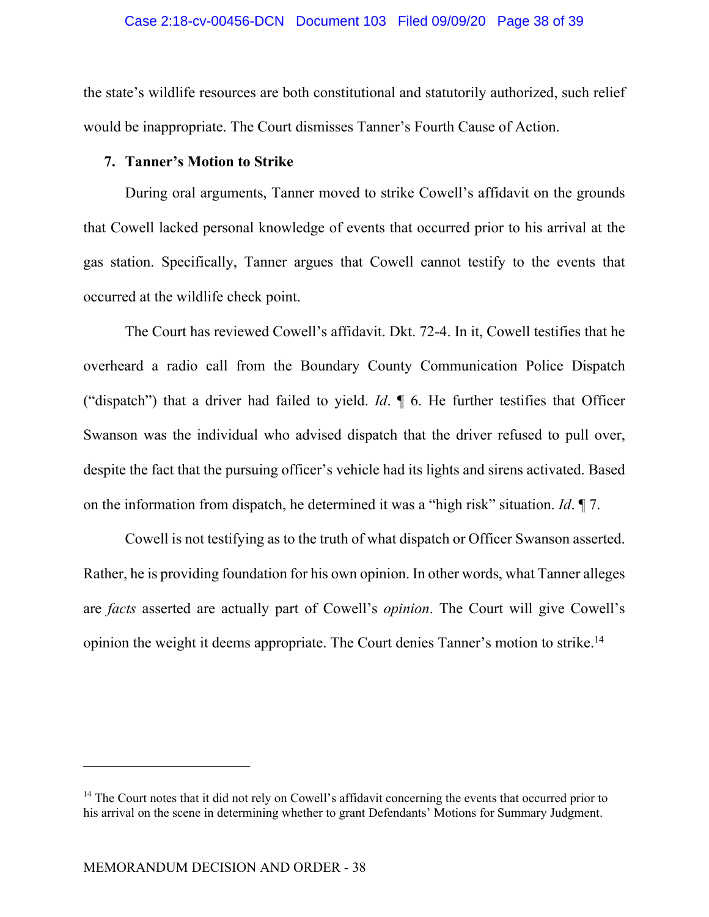the state's wildlife resources are both constitutional and statutorily authorized, such relief would be inappropriate. The Court dismisses Tanner's Fourth Cause of Action.

### 7. Tanner's Motion to Strike

During oral arguments, Tanner moved to strike Cowell's affidavit on the grounds that Cowell lacked personal knowledge of events that occurred prior to his arrival at the gas station. Specifically, Tanner argues that Cowell cannot testify to the events that occurred at the wildlife check point.

The Court has reviewed Cowell's affidavit. Dkt. 72-4. In it, Cowell testifies that he overheard a radio call from the Boundary County Communication Police Dispatch ("dispatch") that a driver had failed to yield. *Id*. ¶ 6. He further testifies that Officer Swanson was the individual who advised dispatch that the driver refused to pull over, despite the fact that the pursuing officer's vehicle had its lights and sirens activated. Based on the information from dispatch, he determined it was a "high risk" situation. *Id*. ¶ 7.

Cowell is not testifying as to the truth of what dispatch or Officer Swanson asserted. Rather, he is providing foundation for his own opinion. In other words, what Tanner alleges are *facts* asserted are actually part of Cowell's *opinion*. The Court will give Cowell's opinion the weight it deems appropriate. The Court denies Tanner's motion to strike.[14]

---

[14] The Court notes that it did not rely on Cowell's affidavit concerning the events that occurred prior to his arrival on the scene in determining whether to grant Defendants' Motions for Summary Judgment.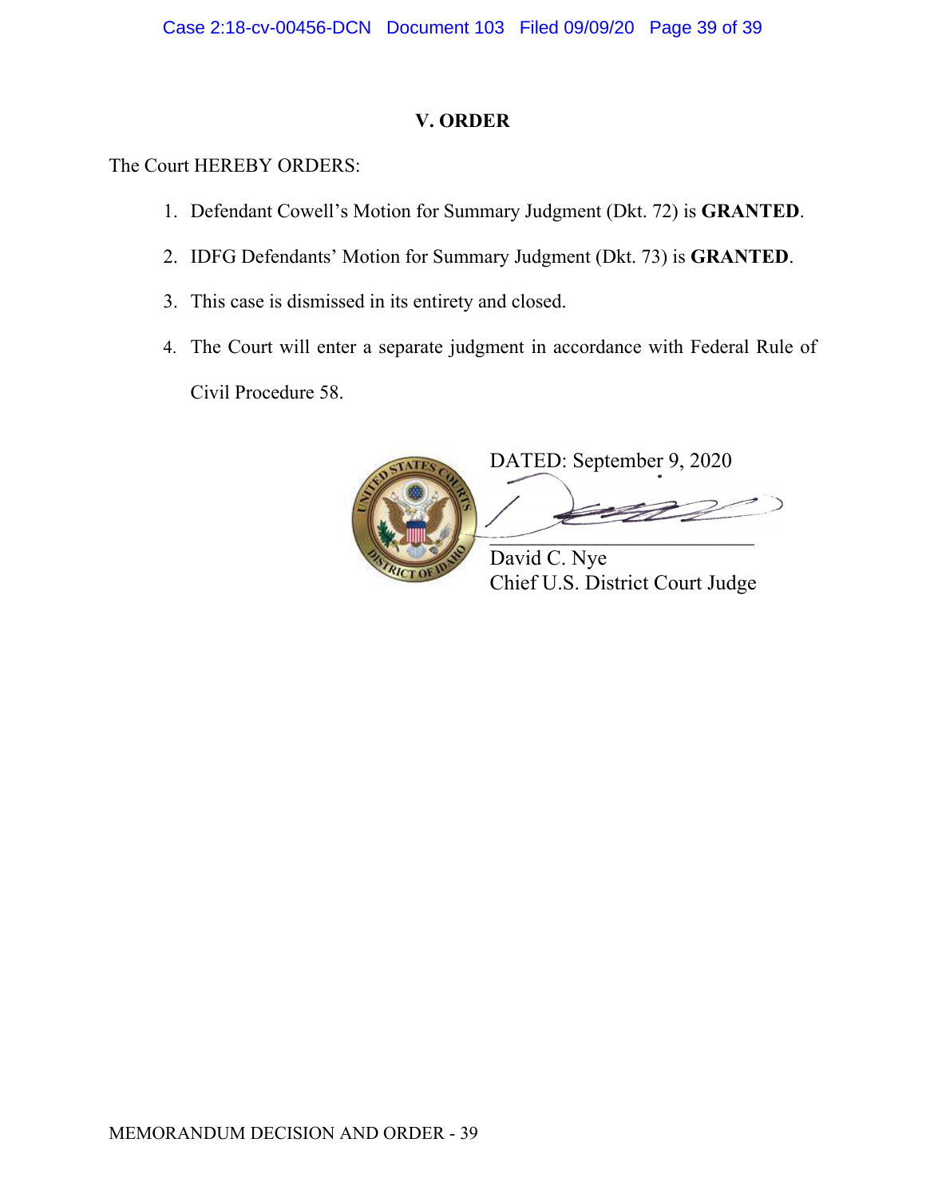## V. ORDER

The Court HEREBY ORDERS:

1. Defendant Cowell's Motion for Summary Judgment (Dkt. 72) is **GRANTED**.
2. IDFG Defendants' Motion for Summary Judgment (Dkt. 73) is **GRANTED**.
3. This case is dismissed in its entirety and closed.
4. The Court will enter a separate judgment in accordance with Federal Rule of Civil Procedure 58.

DATED: September 9, 2020

David C. Nye
Chief U.S. District Court Judge